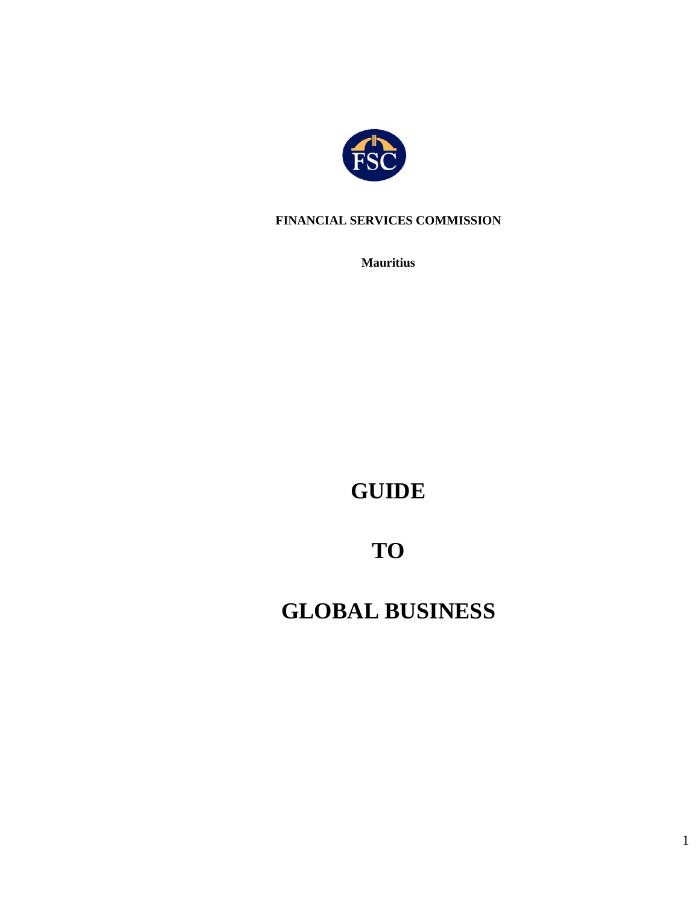**FINANCIAL SERVICES COMMISSION**

**Mauritius**

# GUIDE

# TO

# GLOBAL BUSINESS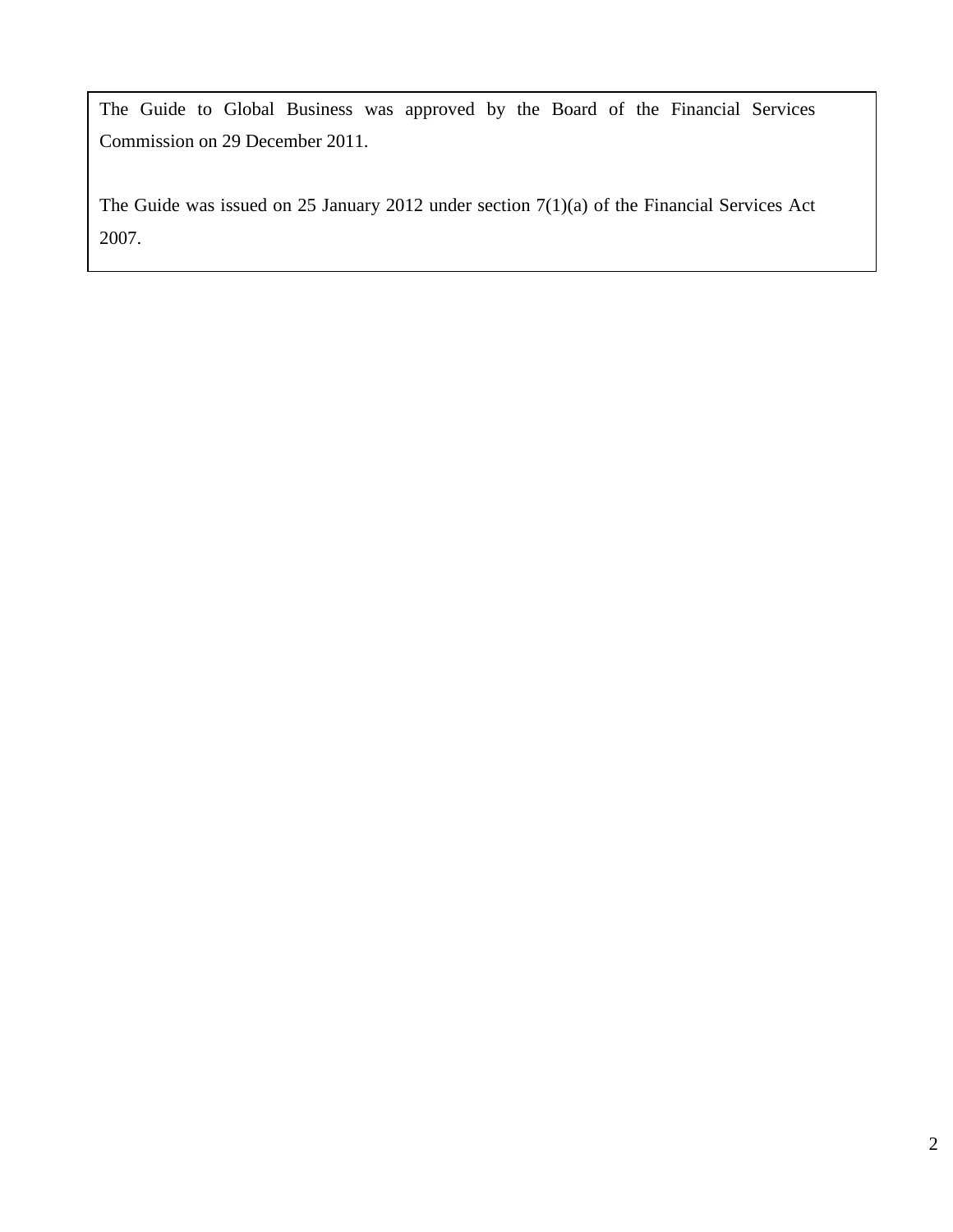The Guide to Global Business was approved by the Board of the Financial Services Commission on 29 December 2011.

The Guide was issued on 25 January 2012 under section 7(1)(a) of the Financial Services Act 2007.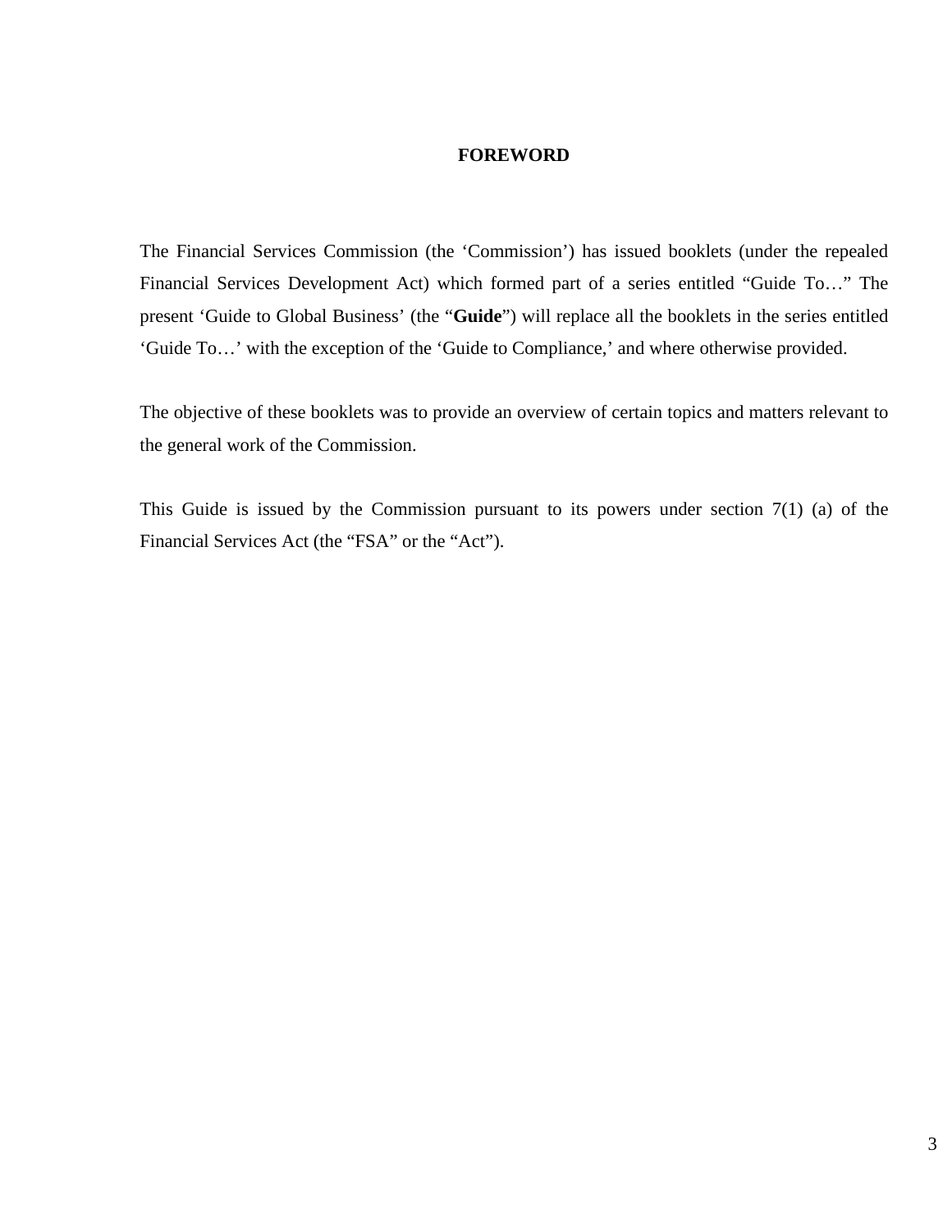# FOREWORD

The Financial Services Commission (the 'Commission') has issued booklets (under the repealed Financial Services Development Act) which formed part of a series entitled "Guide To…" The present 'Guide to Global Business' (the "**Guide**") will replace all the booklets in the series entitled 'Guide To…' with the exception of the 'Guide to Compliance,' and where otherwise provided.

The objective of these booklets was to provide an overview of certain topics and matters relevant to the general work of the Commission.

This Guide is issued by the Commission pursuant to its powers under section 7(1) (a) of the Financial Services Act (the "FSA" or the "Act").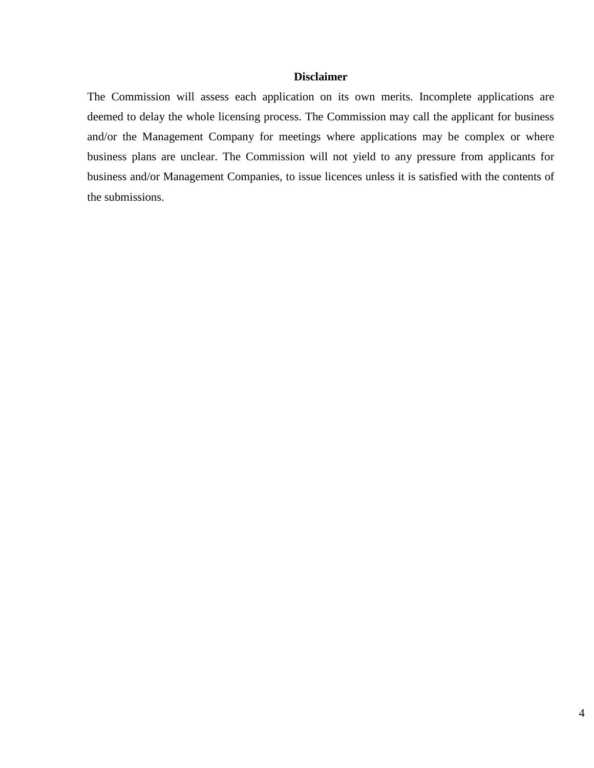## Disclaimer

The Commission will assess each application on its own merits. Incomplete applications are deemed to delay the whole licensing process. The Commission may call the applicant for business and/or the Management Company for meetings where applications may be complex or where business plans are unclear. The Commission will not yield to any pressure from applicants for business and/or Management Companies, to issue licences unless it is satisfied with the contents of the submissions.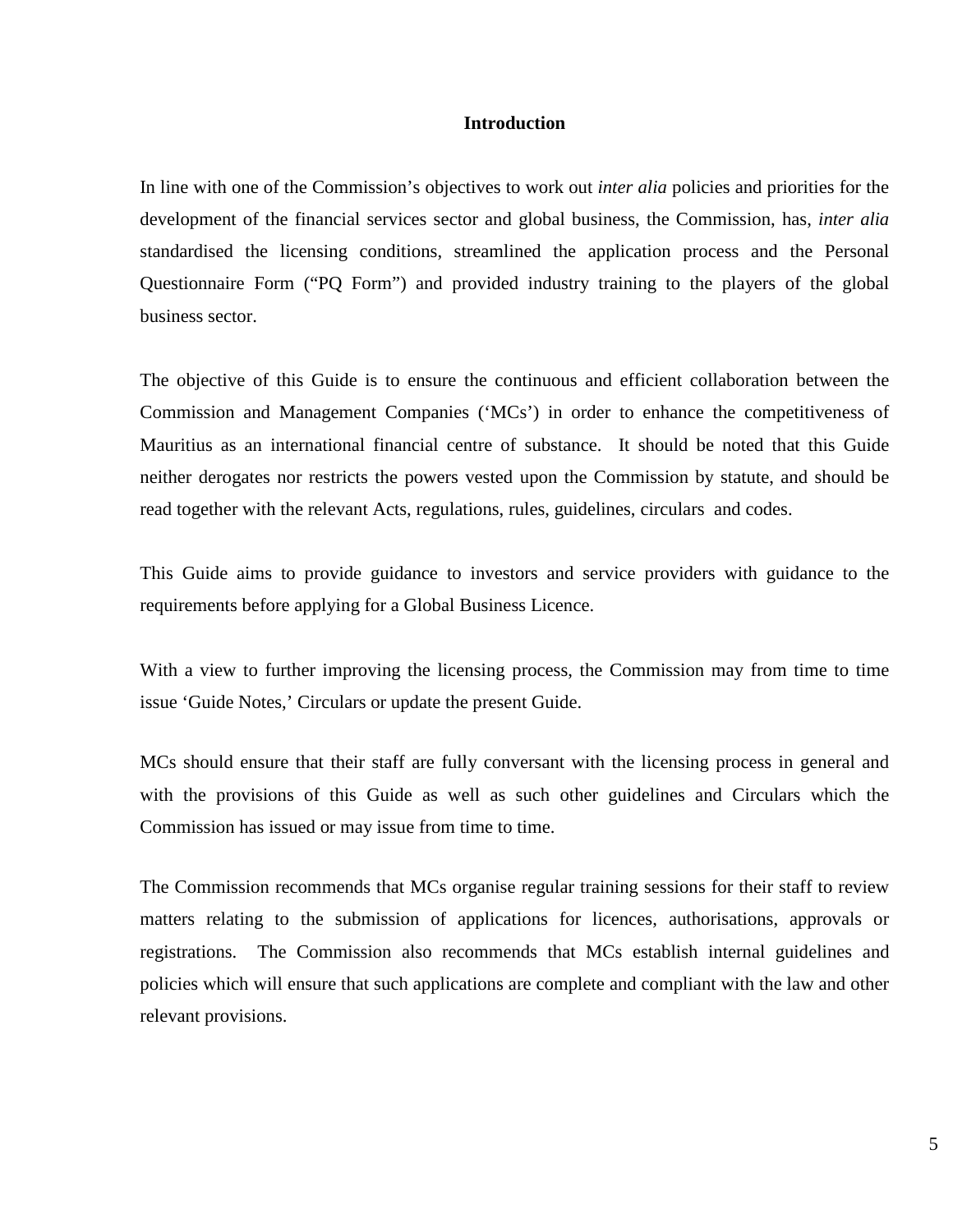## Introduction

In line with one of the Commission's objectives to work out *inter alia* policies and priorities for the development of the financial services sector and global business, the Commission, has, *inter alia* standardised the licensing conditions, streamlined the application process and the Personal Questionnaire Form ("PQ Form") and provided industry training to the players of the global business sector.

The objective of this Guide is to ensure the continuous and efficient collaboration between the Commission and Management Companies ('MCs') in order to enhance the competitiveness of Mauritius as an international financial centre of substance. It should be noted that this Guide neither derogates nor restricts the powers vested upon the Commission by statute, and should be read together with the relevant Acts, regulations, rules, guidelines, circulars and codes.

This Guide aims to provide guidance to investors and service providers with guidance to the requirements before applying for a Global Business Licence.

With a view to further improving the licensing process, the Commission may from time to time issue 'Guide Notes,' Circulars or update the present Guide.

MCs should ensure that their staff are fully conversant with the licensing process in general and with the provisions of this Guide as well as such other guidelines and Circulars which the Commission has issued or may issue from time to time.

The Commission recommends that MCs organise regular training sessions for their staff to review matters relating to the submission of applications for licences, authorisations, approvals or registrations. The Commission also recommends that MCs establish internal guidelines and policies which will ensure that such applications are complete and compliant with the law and other relevant provisions.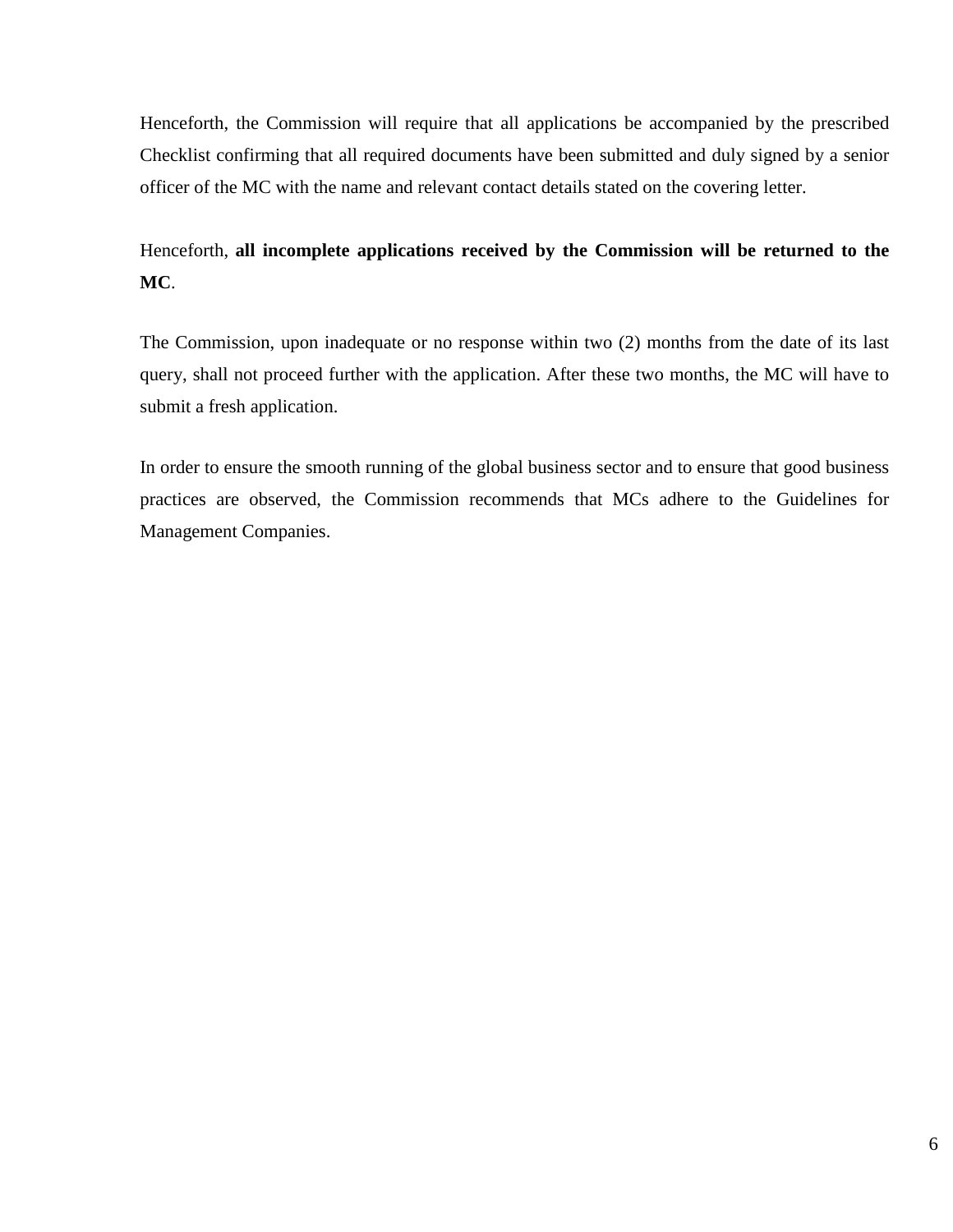Henceforth, the Commission will require that all applications be accompanied by the prescribed Checklist confirming that all required documents have been submitted and duly signed by a senior officer of the MC with the name and relevant contact details stated on the covering letter.

Henceforth, **all incomplete applications received by the Commission will be returned to the MC**.

The Commission, upon inadequate or no response within two (2) months from the date of its last query, shall not proceed further with the application. After these two months, the MC will have to submit a fresh application.

In order to ensure the smooth running of the global business sector and to ensure that good business practices are observed, the Commission recommends that MCs adhere to the Guidelines for Management Companies.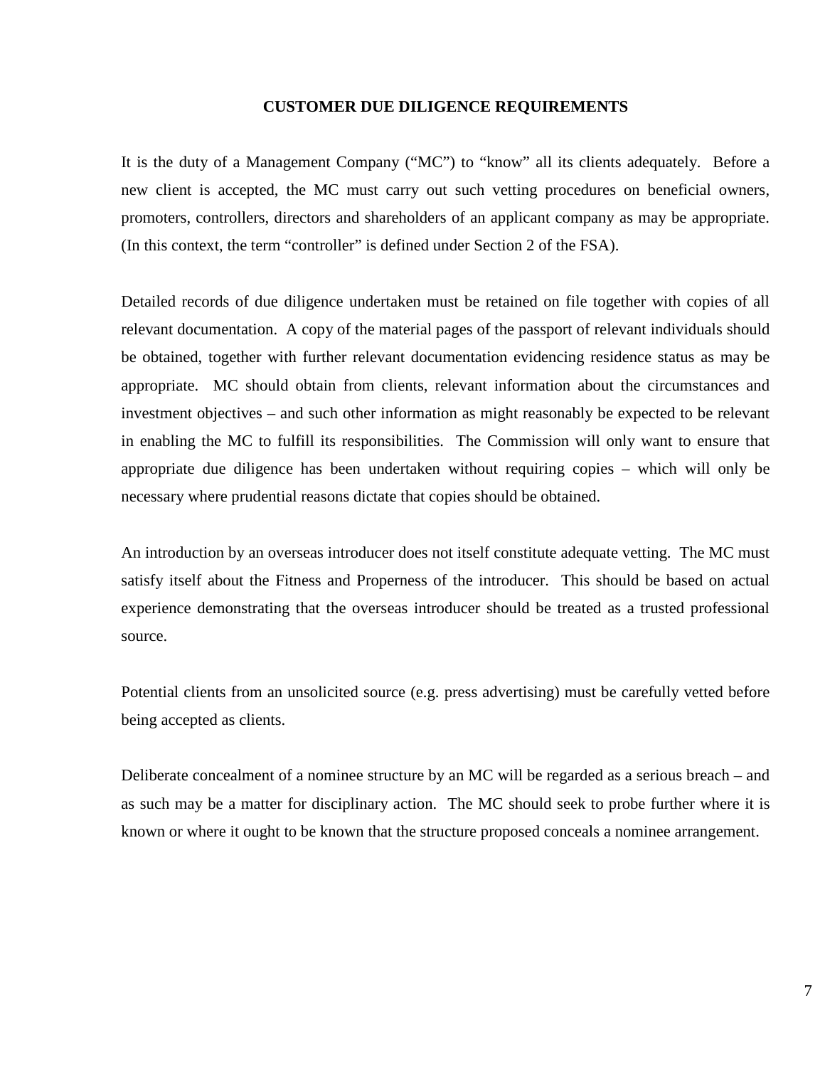**CUSTOMER DUE DILIGENCE REQUIREMENTS**

It is the duty of a Management Company ("MC") to "know" all its clients adequately. Before a new client is accepted, the MC must carry out such vetting procedures on beneficial owners, promoters, controllers, directors and shareholders of an applicant company as may be appropriate. (In this context, the term "controller" is defined under Section 2 of the FSA).

Detailed records of due diligence undertaken must be retained on file together with copies of all relevant documentation. A copy of the material pages of the passport of relevant individuals should be obtained, together with further relevant documentation evidencing residence status as may be appropriate. MC should obtain from clients, relevant information about the circumstances and investment objectives – and such other information as might reasonably be expected to be relevant in enabling the MC to fulfill its responsibilities. The Commission will only want to ensure that appropriate due diligence has been undertaken without requiring copies – which will only be necessary where prudential reasons dictate that copies should be obtained.

An introduction by an overseas introducer does not itself constitute adequate vetting. The MC must satisfy itself about the Fitness and Properness of the introducer. This should be based on actual experience demonstrating that the overseas introducer should be treated as a trusted professional source.

Potential clients from an unsolicited source (e.g. press advertising) must be carefully vetted before being accepted as clients.

Deliberate concealment of a nominee structure by an MC will be regarded as a serious breach – and as such may be a matter for disciplinary action. The MC should seek to probe further where it is known or where it ought to be known that the structure proposed conceals a nominee arrangement.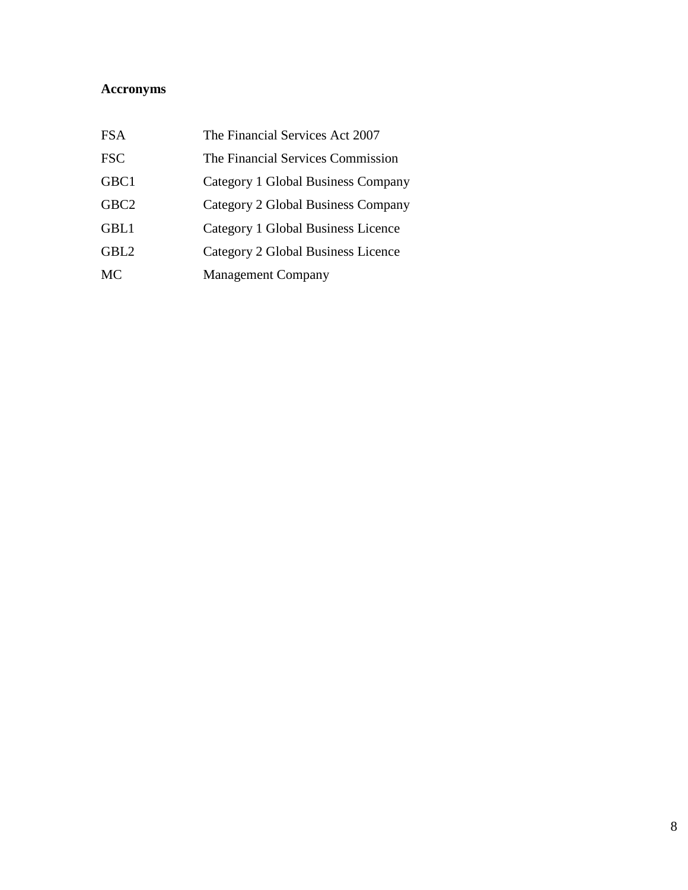## Accronyms

| | |
|---|---|
| FSA | The Financial Services Act 2007 |
| FSC | The Financial Services Commission |
| GBC1 | Category 1 Global Business Company |
| GBC2 | Category 2 Global Business Company |
| GBL1 | Category 1 Global Business Licence |
| GBL2 | Category 2 Global Business Licence |
| MC | Management Company |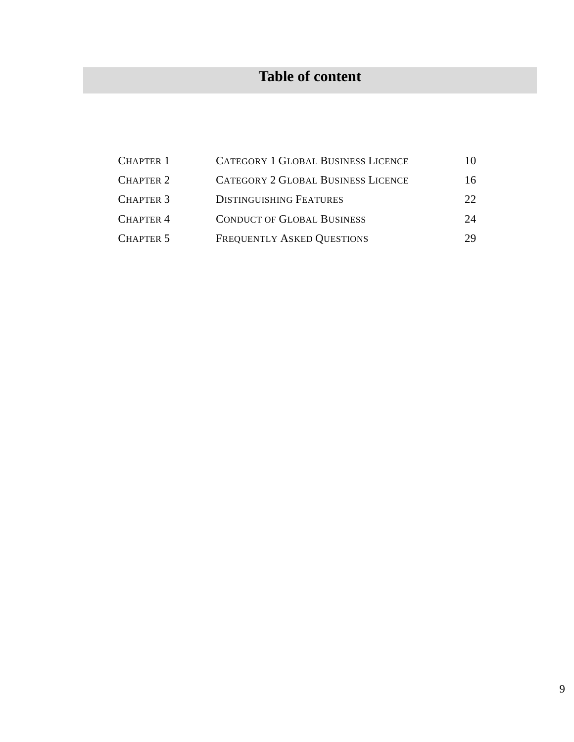# Table of content

| | | |
|---|---|---|
| CHAPTER 1 | CATEGORY 1 GLOBAL BUSINESS LICENCE | 10 |
| CHAPTER 2 | CATEGORY 2 GLOBAL BUSINESS LICENCE | 16 |
| CHAPTER 3 | DISTINGUISHING FEATURES | 22 |
| CHAPTER 4 | CONDUCT OF GLOBAL BUSINESS | 24 |
| CHAPTER 5 | FREQUENTLY ASKED QUESTIONS | 29 |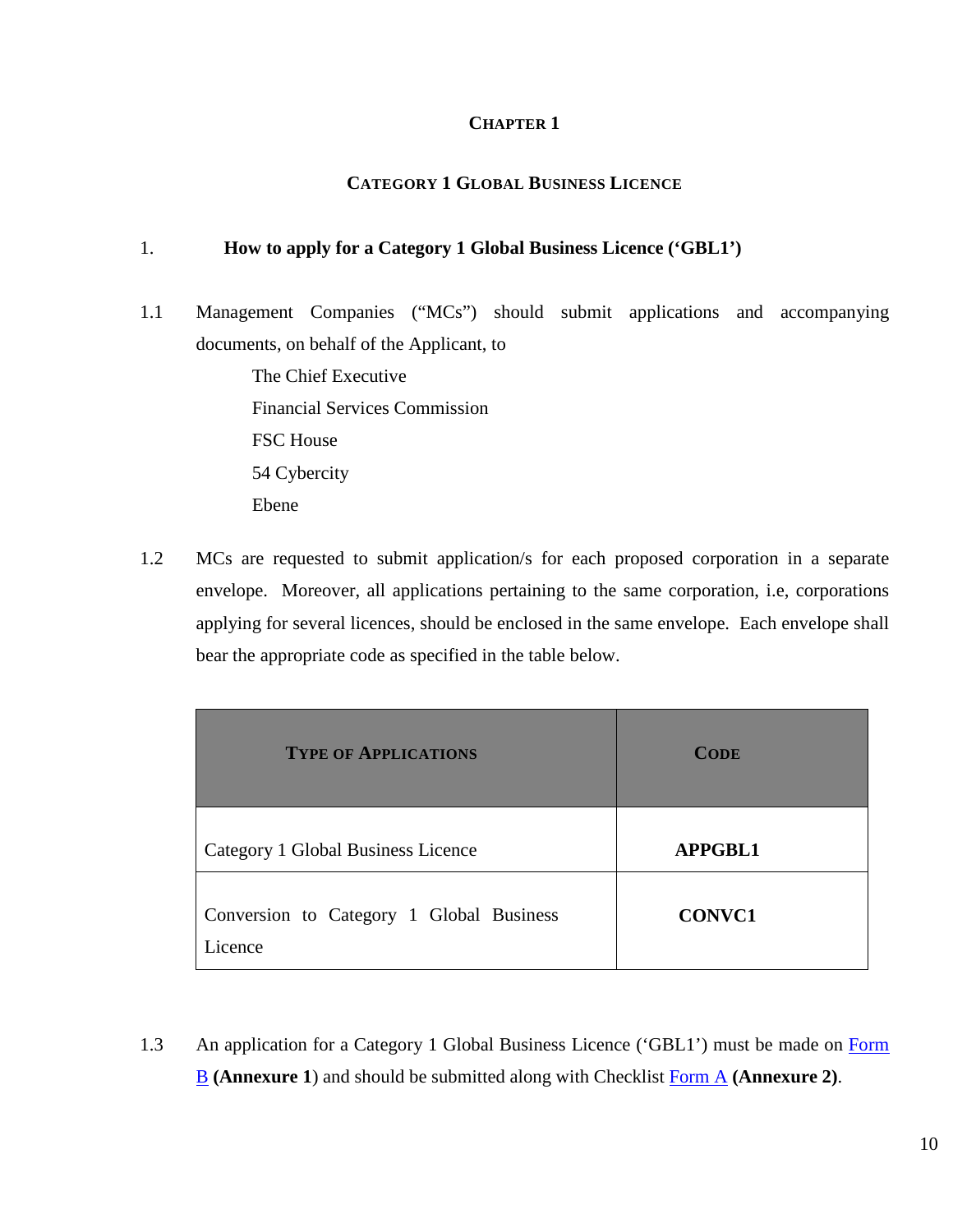# CHAPTER 1

## CATEGORY 1 GLOBAL BUSINESS LICENCE

### 1. How to apply for a Category 1 Global Business Licence ('GBL1')

1.1 Management Companies ("MCs") should submit applications and accompanying documents, on behalf of the Applicant, to

The Chief Executive
Financial Services Commission
FSC House
54 Cybercity
Ebene

1.2 MCs are requested to submit application/s for each proposed corporation in a separate envelope. Moreover, all applications pertaining to the same corporation, i.e, corporations applying for several licences, should be enclosed in the same envelope. Each envelope shall bear the appropriate code as specified in the table below.

| TYPE OF APPLICATIONS | CODE |
|---|---|
| Category 1 Global Business Licence | **APPGBL1** |
| Conversion to Category 1 Global Business Licence | **CONVC1** |

1.3 An application for a Category 1 Global Business Licence ('GBL1') must be made on Form B **(Annexure 1**) and should be submitted along with Checklist Form A **(Annexure 2)**.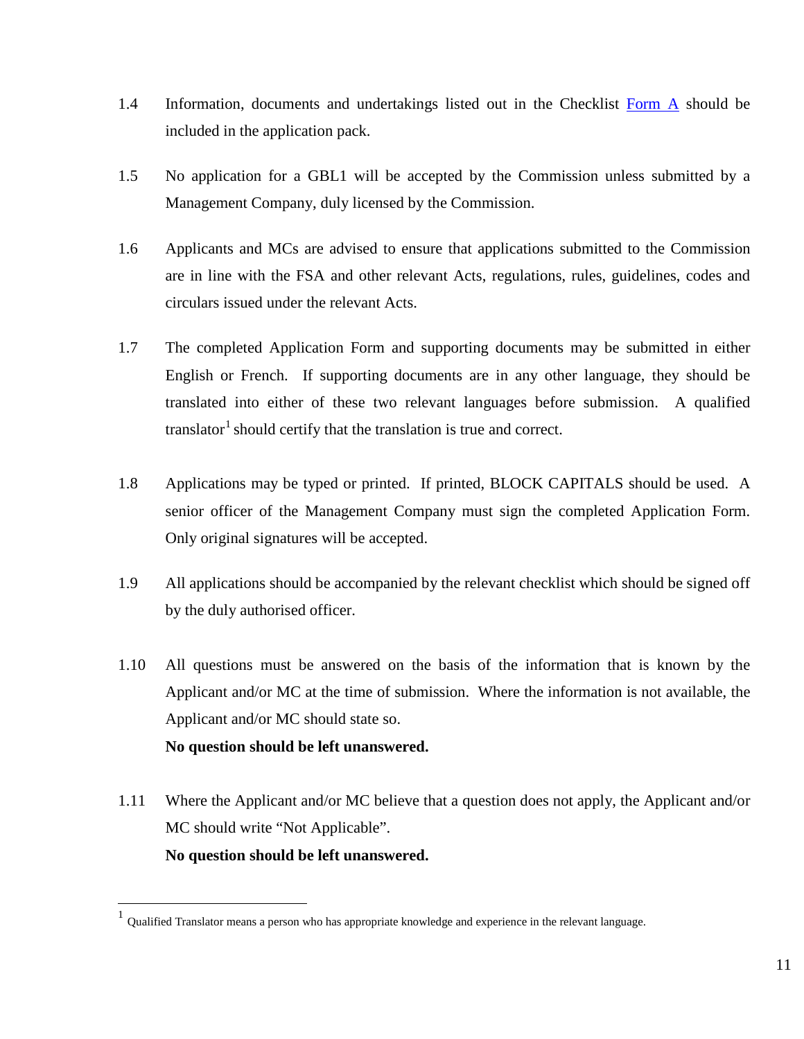1.4 Information, documents and undertakings listed out in the Checklist Form A should be included in the application pack.

1.5 No application for a GBL1 will be accepted by the Commission unless submitted by a Management Company, duly licensed by the Commission.

1.6 Applicants and MCs are advised to ensure that applications submitted to the Commission are in line with the FSA and other relevant Acts, regulations, rules, guidelines, codes and circulars issued under the relevant Acts.

1.7 The completed Application Form and supporting documents may be submitted in either English or French. If supporting documents are in any other language, they should be translated into either of these two relevant languages before submission. A qualified translator[1] should certify that the translation is true and correct.

1.8 Applications may be typed or printed. If printed, BLOCK CAPITALS should be used. A senior officer of the Management Company must sign the completed Application Form. Only original signatures will be accepted.

1.9 All applications should be accompanied by the relevant checklist which should be signed off by the duly authorised officer.

1.10 All questions must be answered on the basis of the information that is known by the Applicant and/or MC at the time of submission. Where the information is not available, the Applicant and/or MC should state so.
**No question should be left unanswered.**

1.11 Where the Applicant and/or MC believe that a question does not apply, the Applicant and/or MC should write "Not Applicable".
**No question should be left unanswered.**

---

[1] Qualified Translator means a person who has appropriate knowledge and experience in the relevant language.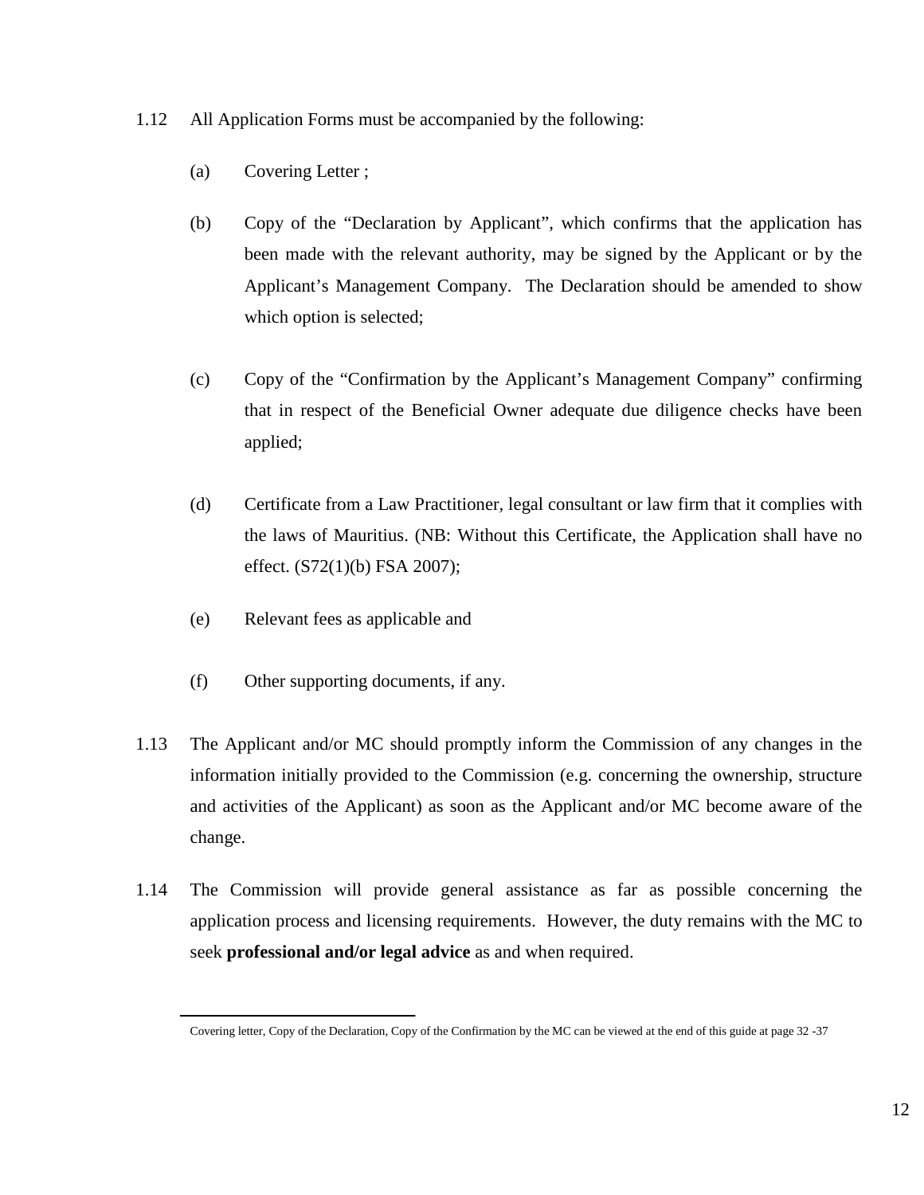1.12 All Application Forms must be accompanied by the following:

(a) Covering Letter ;

(b) Copy of the “Declaration by Applicant”, which confirms that the application has been made with the relevant authority, may be signed by the Applicant or by the Applicant’s Management Company. The Declaration should be amended to show which option is selected;

(c) Copy of the “Confirmation by the Applicant’s Management Company” confirming that in respect of the Beneficial Owner adequate due diligence checks have been applied;

(d) Certificate from a Law Practitioner, legal consultant or law firm that it complies with the laws of Mauritius. (NB: Without this Certificate, the Application shall have no effect. (S72(1)(b) FSA 2007);

(e) Relevant fees as applicable and

(f) Other supporting documents, if any.

1.13 The Applicant and/or MC should promptly inform the Commission of any changes in the information initially provided to the Commission (e.g. concerning the ownership, structure and activities of the Applicant) as soon as the Applicant and/or MC become aware of the change.

1.14 The Commission will provide general assistance as far as possible concerning the application process and licensing requirements. However, the duty remains with the MC to seek **professional and/or legal advice** as and when required.

---

Covering letter, Copy of the Declaration, Copy of the Confirmation by the MC can be viewed at the end of this guide at page 32 -37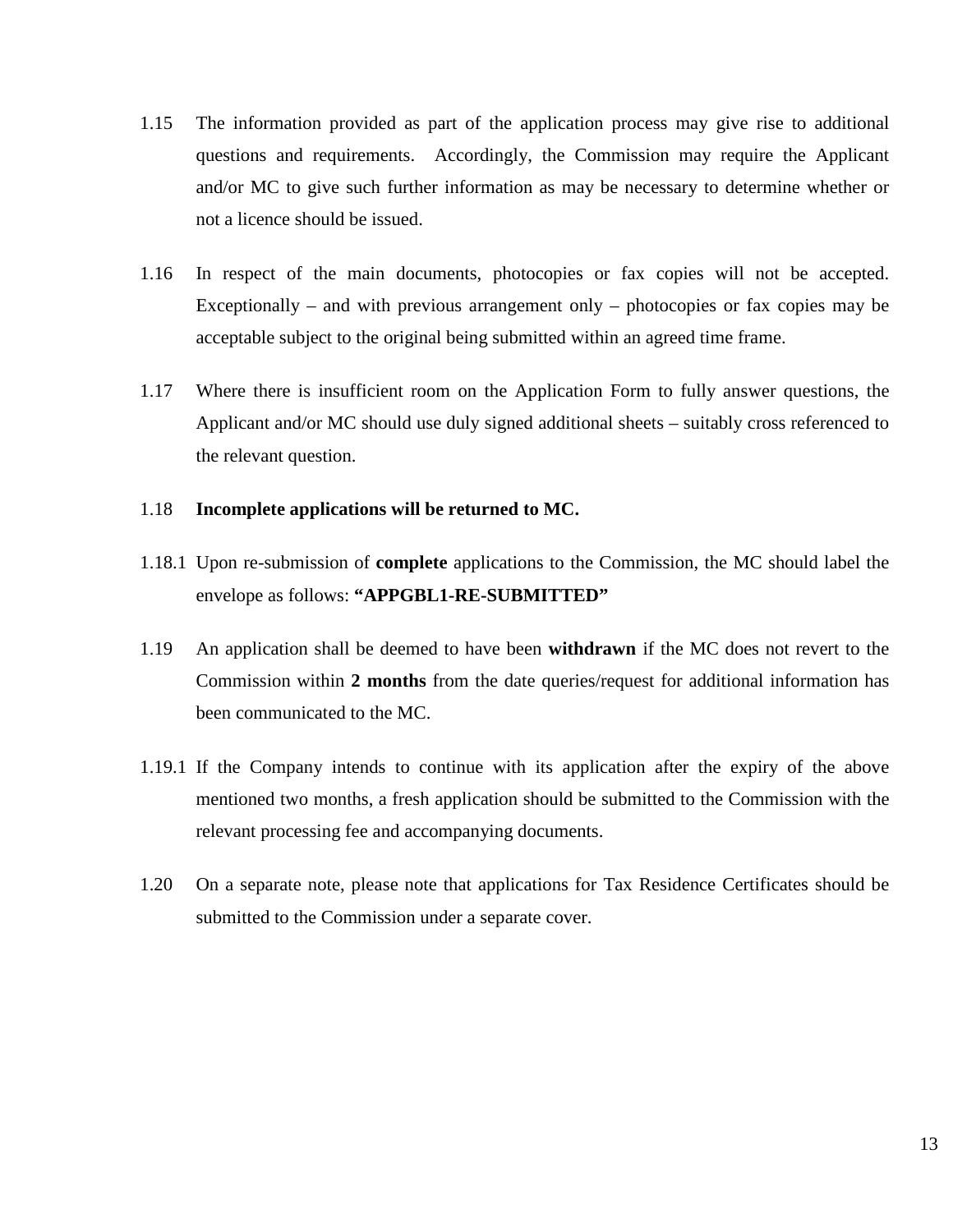1.15 The information provided as part of the application process may give rise to additional questions and requirements. Accordingly, the Commission may require the Applicant and/or MC to give such further information as may be necessary to determine whether or not a licence should be issued.

1.16 In respect of the main documents, photocopies or fax copies will not be accepted. Exceptionally – and with previous arrangement only – photocopies or fax copies may be acceptable subject to the original being submitted within an agreed time frame.

1.17 Where there is insufficient room on the Application Form to fully answer questions, the Applicant and/or MC should use duly signed additional sheets – suitably cross referenced to the relevant question.

1.18 **Incomplete applications will be returned to MC.**

1.18.1 Upon re-submission of **complete** applications to the Commission, the MC should label the envelope as follows: **"APPGBL1-RE-SUBMITTED"**

1.19 An application shall be deemed to have been **withdrawn** if the MC does not revert to the Commission within **2 months** from the date queries/request for additional information has been communicated to the MC.

1.19.1 If the Company intends to continue with its application after the expiry of the above mentioned two months, a fresh application should be submitted to the Commission with the relevant processing fee and accompanying documents.

1.20 On a separate note, please note that applications for Tax Residence Certificates should be submitted to the Commission under a separate cover.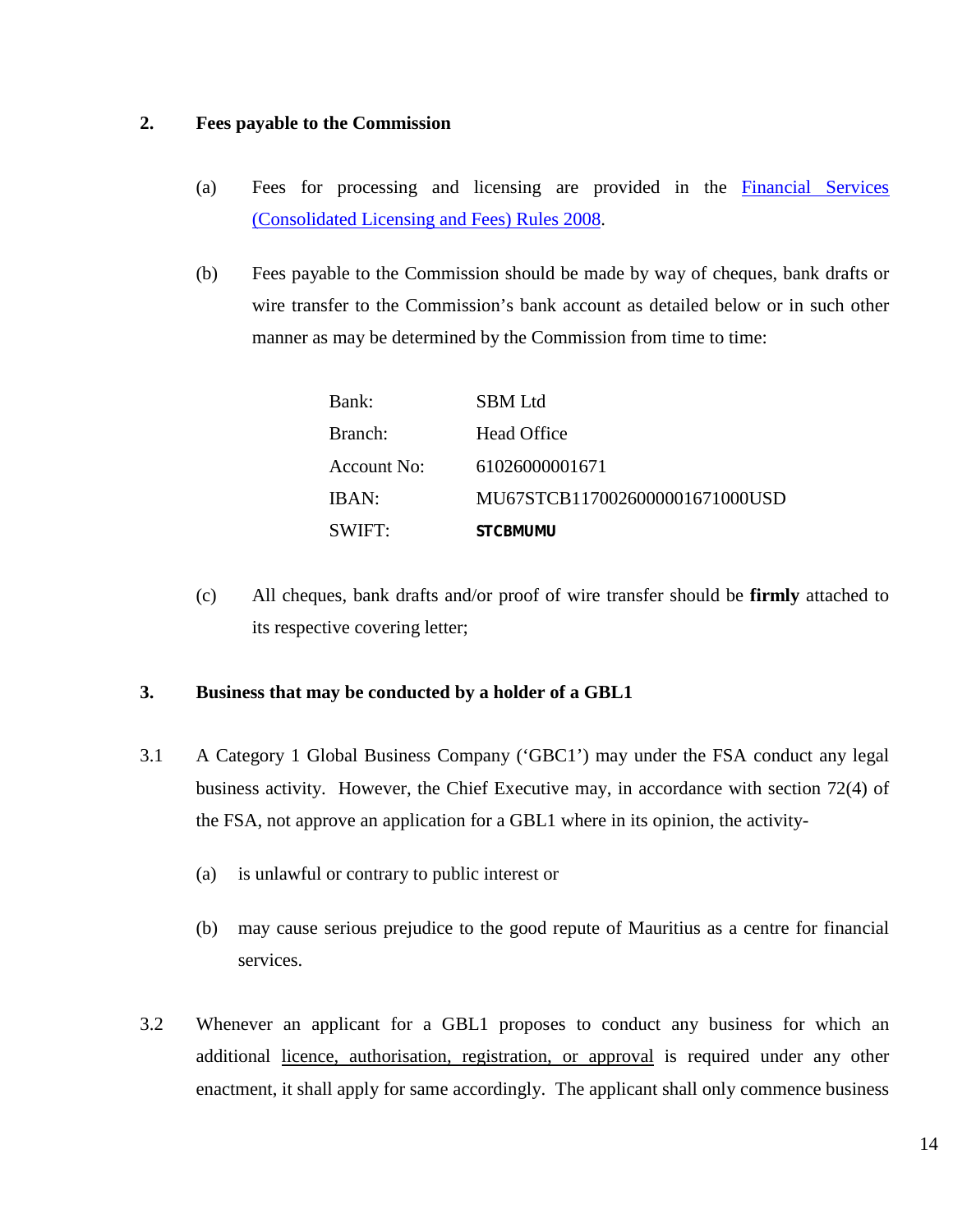## 2. Fees payable to the Commission

(a) Fees for processing and licensing are provided in the Financial Services (Consolidated Licensing and Fees) Rules 2008.

(b) Fees payable to the Commission should be made by way of cheques, bank drafts or wire transfer to the Commission's bank account as detailed below or in such other manner as may be determined by the Commission from time to time:

| | |
|---|---|
| Bank: | SBM Ltd |
| Branch: | Head Office |
| Account No: | 61026000001671 |
| IBAN: | MU67STCB1170026000001671000USD |
| SWIFT: | **STCBMUMU** |

(c) All cheques, bank drafts and/or proof of wire transfer should be **firmly** attached to its respective covering letter;

## 3. Business that may be conducted by a holder of a GBL1

3.1 A Category 1 Global Business Company ('GBC1') may under the FSA conduct any legal business activity. However, the Chief Executive may, in accordance with section 72(4) of the FSA, not approve an application for a GBL1 where in its opinion, the activity-

(a) is unlawful or contrary to public interest or

(b) may cause serious prejudice to the good repute of Mauritius as a centre for financial services.

3.2 Whenever an applicant for a GBL1 proposes to conduct any business for which an additional licence, authorisation, registration, or approval is required under any other enactment, it shall apply for same accordingly. The applicant shall only commence business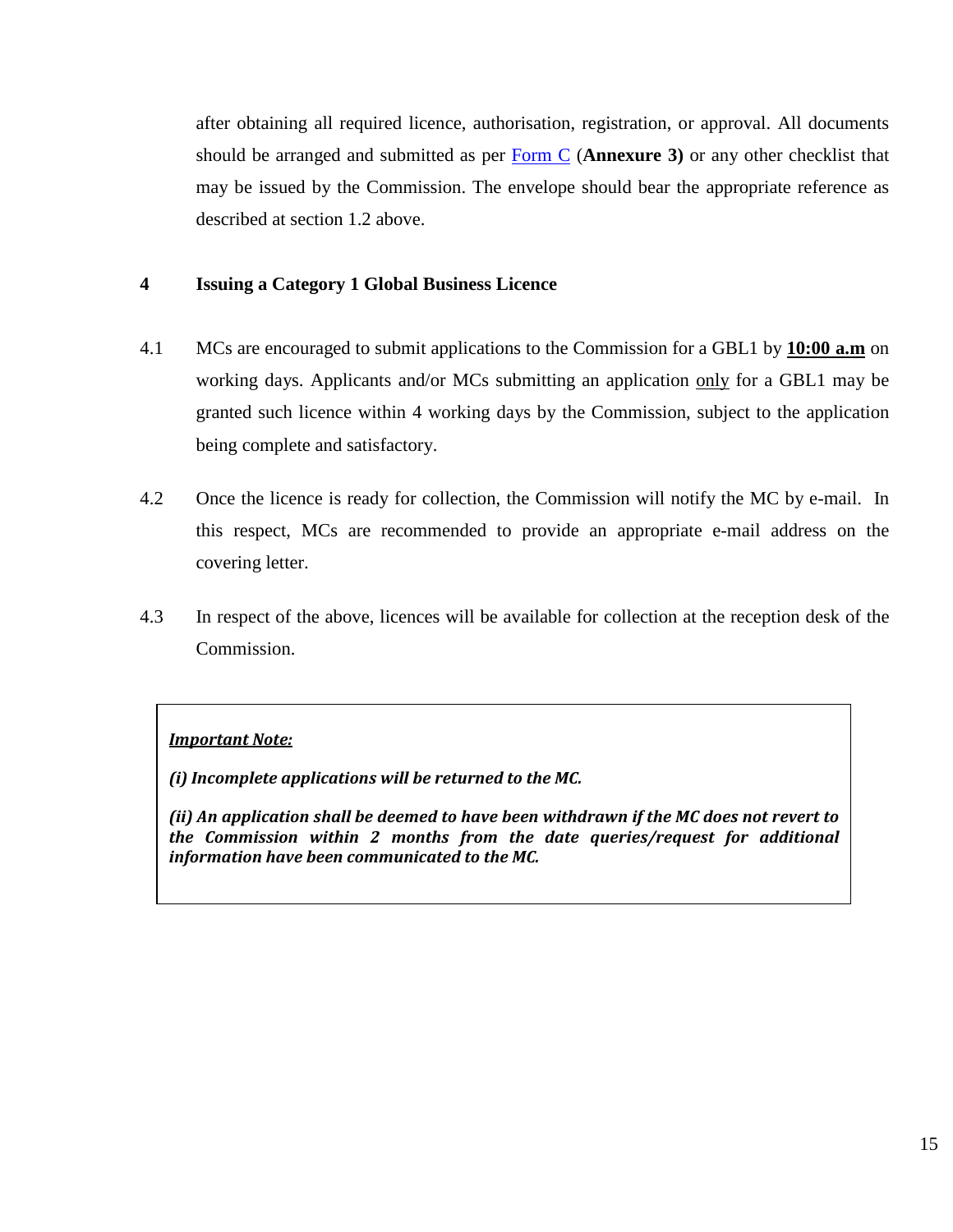after obtaining all required licence, authorisation, registration, or approval. All documents should be arranged and submitted as per Form C (**Annexure 3)** or any other checklist that may be issued by the Commission. The envelope should bear the appropriate reference as described at section 1.2 above.

## 4 Issuing a Category 1 Global Business Licence

4.1 MCs are encouraged to submit applications to the Commission for a GBL1 by **10:00 a.m** on working days. Applicants and/or MCs submitting an application only for a GBL1 may be granted such licence within 4 working days by the Commission, subject to the application being complete and satisfactory.

4.2 Once the licence is ready for collection, the Commission will notify the MC by e-mail. In this respect, MCs are recommended to provide an appropriate e-mail address on the covering letter.

4.3 In respect of the above, licences will be available for collection at the reception desk of the Commission.

> ***Important Note:***
>
> ***(i) Incomplete applications will be returned to the MC.***
>
> ***(ii) An application shall be deemed to have been withdrawn if the MC does not revert to the Commission within 2 months from the date queries/request for additional information have been communicated to the MC.***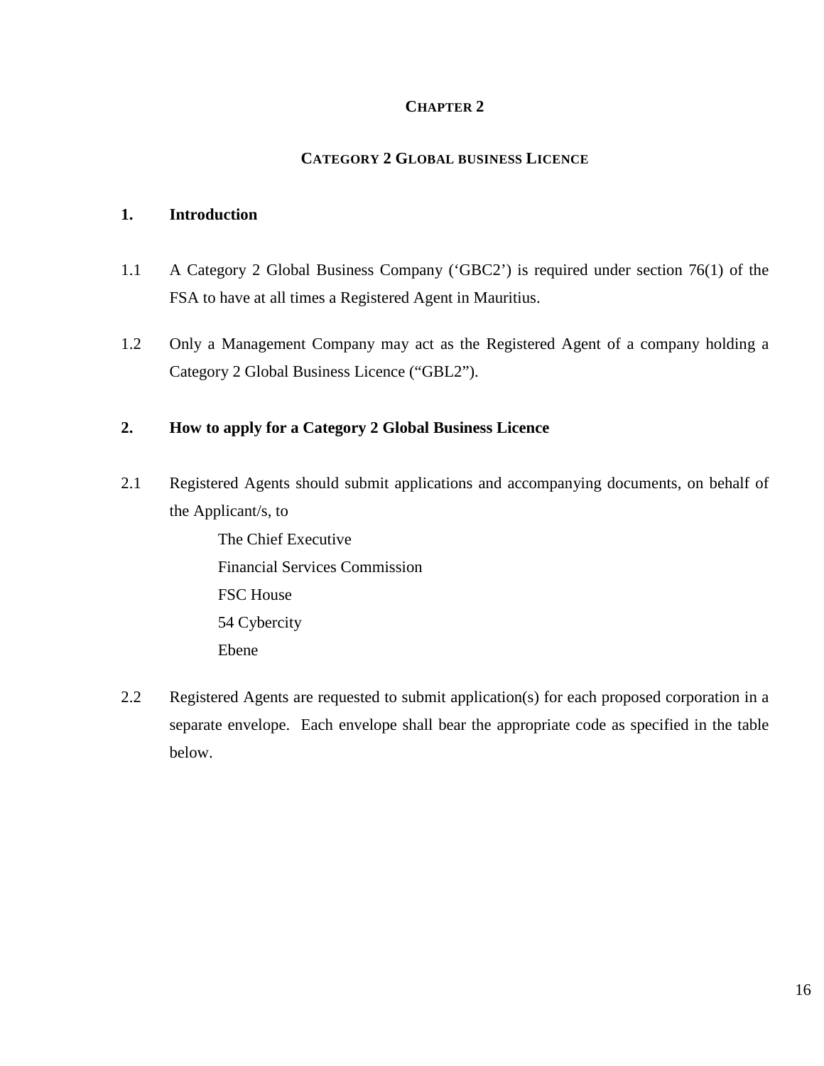# CHAPTER 2

## CATEGORY 2 GLOBAL BUSINESS LICENCE

### 1. Introduction

1.1 A Category 2 Global Business Company ('GBC2') is required under section 76(1) of the FSA to have at all times a Registered Agent in Mauritius.

1.2 Only a Management Company may act as the Registered Agent of a company holding a Category 2 Global Business Licence ("GBL2").

### 2. How to apply for a Category 2 Global Business Licence

2.1 Registered Agents should submit applications and accompanying documents, on behalf of the Applicant/s, to

The Chief Executive
Financial Services Commission
FSC House
54 Cybercity
Ebene

2.2 Registered Agents are requested to submit application(s) for each proposed corporation in a separate envelope. Each envelope shall bear the appropriate code as specified in the table below.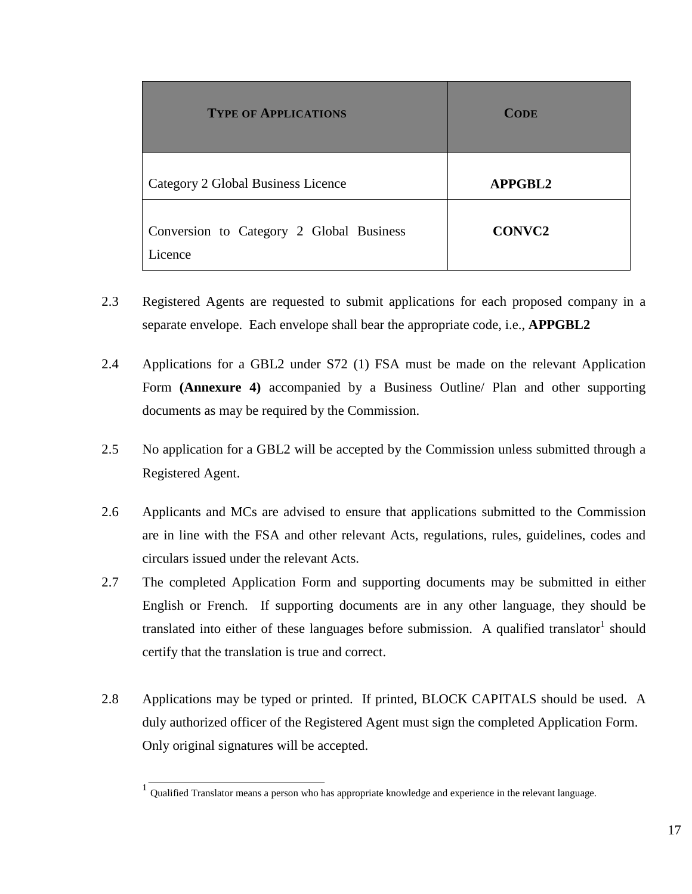| TYPE OF APPLICATIONS | CODE |
|---|---|
| Category 2 Global Business Licence | **APPGBL2** |
| Conversion to Category 2 Global Business Licence | **CONVC2** |

2.3 Registered Agents are requested to submit applications for each proposed company in a separate envelope. Each envelope shall bear the appropriate code, i.e., **APPGBL2**

2.4 Applications for a GBL2 under S72 (1) FSA must be made on the relevant Application Form **(Annexure 4)** accompanied by a Business Outline/ Plan and other supporting documents as may be required by the Commission.

2.5 No application for a GBL2 will be accepted by the Commission unless submitted through a Registered Agent.

2.6 Applicants and MCs are advised to ensure that applications submitted to the Commission are in line with the FSA and other relevant Acts, regulations, rules, guidelines, codes and circulars issued under the relevant Acts.

2.7 The completed Application Form and supporting documents may be submitted in either English or French. If supporting documents are in any other language, they should be translated into either of these languages before submission. A qualified translator[1] should certify that the translation is true and correct.

2.8 Applications may be typed or printed. If printed, BLOCK CAPITALS should be used. A duly authorized officer of the Registered Agent must sign the completed Application Form. Only original signatures will be accepted.

---

[1] Qualified Translator means a person who has appropriate knowledge and experience in the relevant language.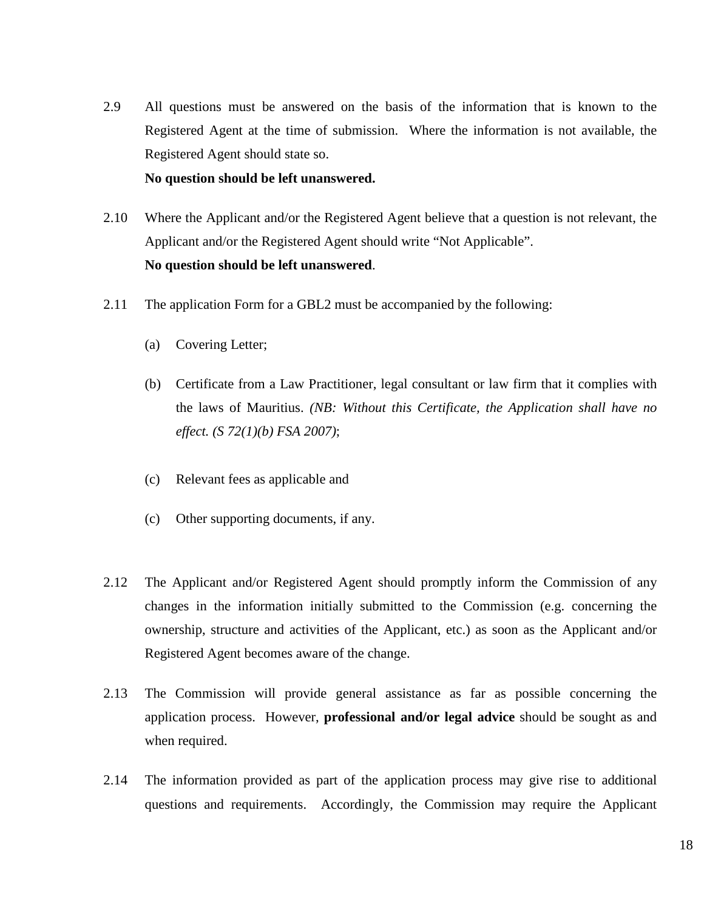2.9 All questions must be answered on the basis of the information that is known to the Registered Agent at the time of submission. Where the information is not available, the Registered Agent should state so.

**No question should be left unanswered.**

2.10 Where the Applicant and/or the Registered Agent believe that a question is not relevant, the Applicant and/or the Registered Agent should write "Not Applicable".

**No question should be left unanswered**.

2.11 The application Form for a GBL2 must be accompanied by the following:

(a) Covering Letter;

(b) Certificate from a Law Practitioner, legal consultant or law firm that it complies with the laws of Mauritius. *(NB: Without this Certificate, the Application shall have no effect. (S 72(1)(b) FSA 2007)*;

(c) Relevant fees as applicable and

(c) Other supporting documents, if any.

2.12 The Applicant and/or Registered Agent should promptly inform the Commission of any changes in the information initially submitted to the Commission (e.g. concerning the ownership, structure and activities of the Applicant, etc.) as soon as the Applicant and/or Registered Agent becomes aware of the change.

2.13 The Commission will provide general assistance as far as possible concerning the application process. However, **professional and/or legal advice** should be sought as and when required.

2.14 The information provided as part of the application process may give rise to additional questions and requirements. Accordingly, the Commission may require the Applicant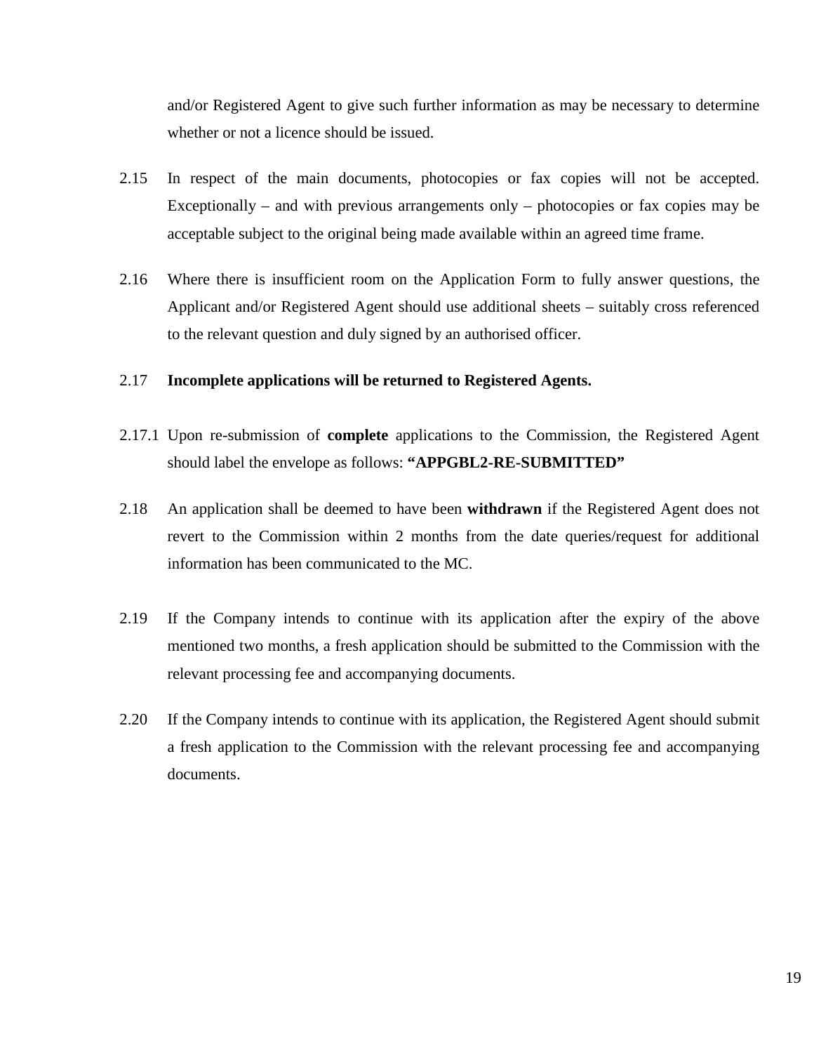and/or Registered Agent to give such further information as may be necessary to determine whether or not a licence should be issued.

2.15 In respect of the main documents, photocopies or fax copies will not be accepted. Exceptionally – and with previous arrangements only – photocopies or fax copies may be acceptable subject to the original being made available within an agreed time frame.

2.16 Where there is insufficient room on the Application Form to fully answer questions, the Applicant and/or Registered Agent should use additional sheets – suitably cross referenced to the relevant question and duly signed by an authorised officer.

2.17 **Incomplete applications will be returned to Registered Agents.**

2.17.1 Upon re-submission of **complete** applications to the Commission, the Registered Agent should label the envelope as follows: **"APPGBL2-RE-SUBMITTED"**

2.18 An application shall be deemed to have been **withdrawn** if the Registered Agent does not revert to the Commission within 2 months from the date queries/request for additional information has been communicated to the MC.

2.19 If the Company intends to continue with its application after the expiry of the above mentioned two months, a fresh application should be submitted to the Commission with the relevant processing fee and accompanying documents.

2.20 If the Company intends to continue with its application, the Registered Agent should submit a fresh application to the Commission with the relevant processing fee and accompanying documents.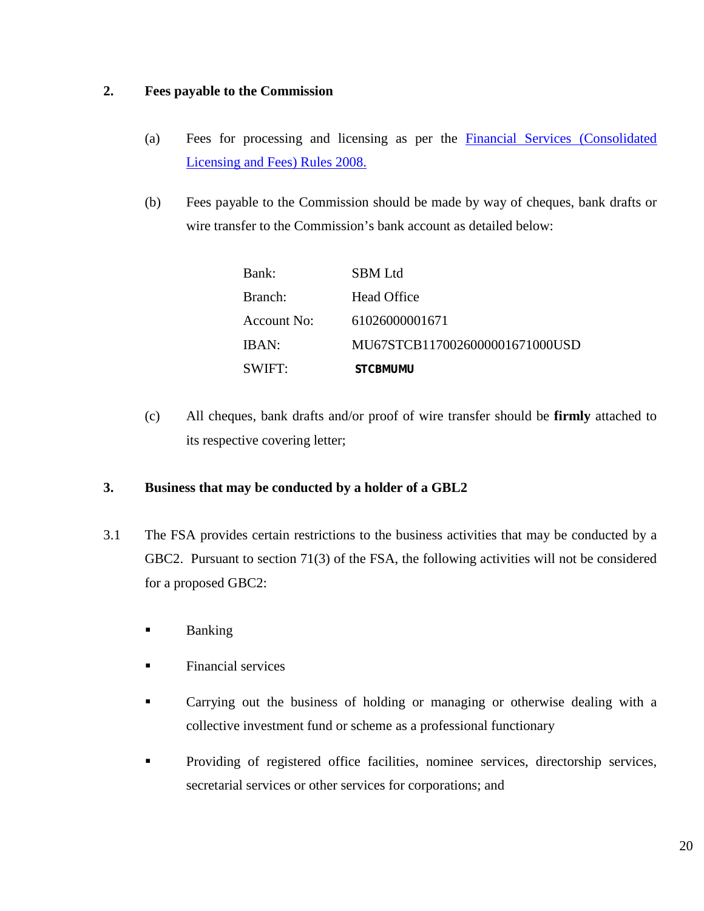## 2. Fees payable to the Commission

(a) Fees for processing and licensing as per the [Financial Services (Consolidated Licensing and Fees) Rules 2008.]()

(b) Fees payable to the Commission should be made by way of cheques, bank drafts or wire transfer to the Commission's bank account as detailed below:

| | |
|---|---|
| Bank: | SBM Ltd |
| Branch: | Head Office |
| Account No: | 61026000001671 |
| IBAN: | MU67STCB1170026000001671000USD |
| SWIFT: | **STCBMUMU** |

(c) All cheques, bank drafts and/or proof of wire transfer should be **firmly** attached to its respective covering letter;

## 3. Business that may be conducted by a holder of a GBL2

3.1 The FSA provides certain restrictions to the business activities that may be conducted by a GBC2. Pursuant to section 71(3) of the FSA, the following activities will not be considered for a proposed GBC2:

- Banking
- Financial services
- Carrying out the business of holding or managing or otherwise dealing with a collective investment fund or scheme as a professional functionary
- Providing of registered office facilities, nominee services, directorship services, secretarial services or other services for corporations; and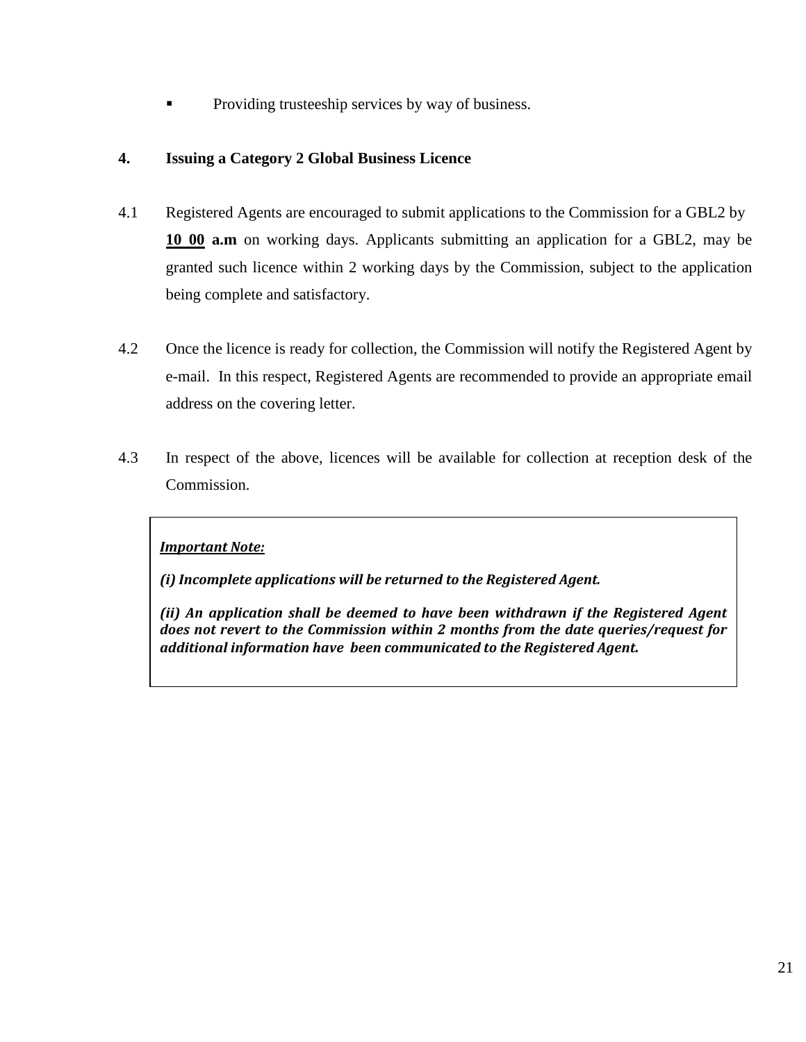- Providing trusteeship services by way of business.

## 4. Issuing a Category 2 Global Business Licence

4.1 Registered Agents are encouraged to submit applications to the Commission for a GBL2 by **10 00 a.m** on working days. Applicants submitting an application for a GBL2, may be granted such licence within 2 working days by the Commission, subject to the application being complete and satisfactory.

4.2 Once the licence is ready for collection, the Commission will notify the Registered Agent by e-mail. In this respect, Registered Agents are recommended to provide an appropriate email address on the covering letter.

4.3 In respect of the above, licences will be available for collection at reception desk of the Commission.

> ***Important Note:***
>
> ***(i) Incomplete applications will be returned to the Registered Agent.***
>
> ***(ii) An application shall be deemed to have been withdrawn if the Registered Agent does not revert to the Commission within 2 months from the date queries/request for additional information have been communicated to the Registered Agent.***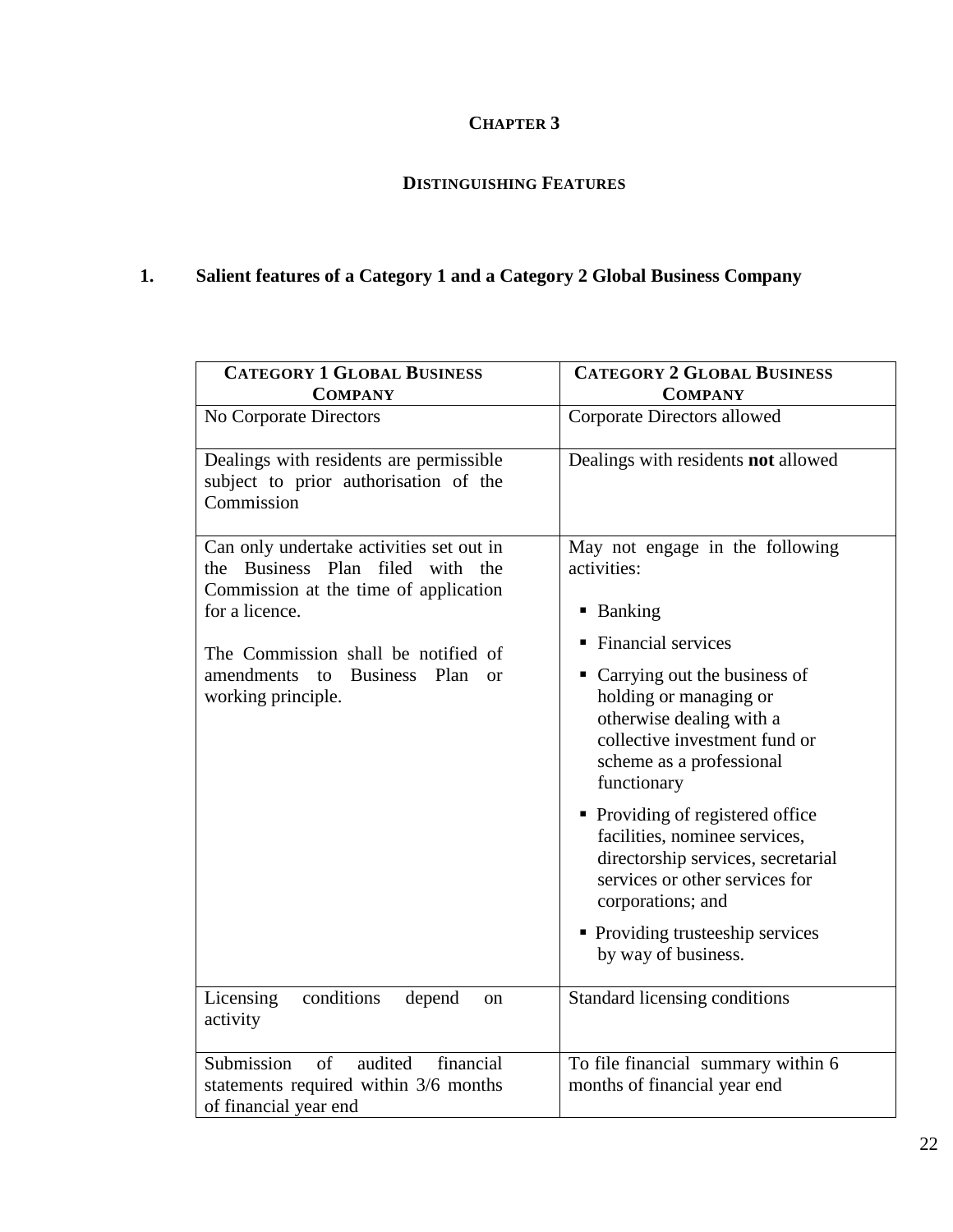# CHAPTER 3

## DISTINGUISHING FEATURES

### 1. Salient features of a Category 1 and a Category 2 Global Business Company

| CATEGORY 1 GLOBAL BUSINESS COMPANY | CATEGORY 2 GLOBAL BUSINESS COMPANY |
|---|---|
| No Corporate Directors | Corporate Directors allowed |
| Dealings with residents are permissible subject to prior authorisation of the Commission | Dealings with residents **not** allowed |
| Can only undertake activities set out in the Business Plan filed with the Commission at the time of application for a licence.<br><br>The Commission shall be notified of amendments to Business Plan or working principle. | May not engage in the following activities:<br><br>▪ Banking<br>▪ Financial services<br>▪ Carrying out the business of holding or managing or otherwise dealing with a collective investment fund or scheme as a professional functionary<br>▪ Providing of registered office facilities, nominee services, directorship services, secretarial services or other services for corporations; and<br>▪ Providing trusteeship services by way of business. |
| Licensing conditions depend on activity | Standard licensing conditions |
| Submission of audited financial statements required within 3/6 months of financial year end | To file financial summary within 6 months of financial year end |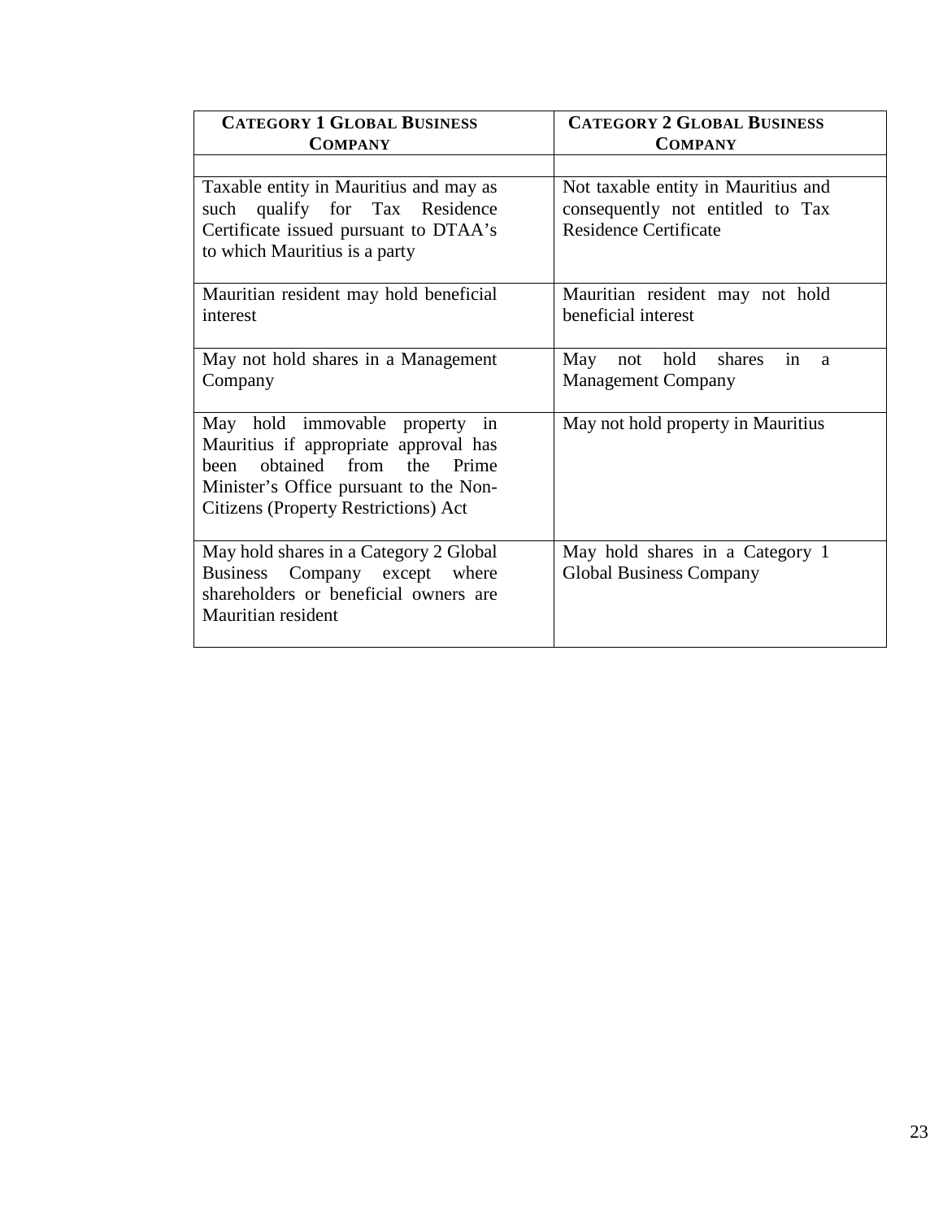| CATEGORY 1 GLOBAL BUSINESS COMPANY | CATEGORY 2 GLOBAL BUSINESS COMPANY |
|---|---|
| | |
| Taxable entity in Mauritius and may as such qualify for Tax Residence Certificate issued pursuant to DTAA's to which Mauritius is a party | Not taxable entity in Mauritius and consequently not entitled to Tax Residence Certificate |
| Mauritian resident may hold beneficial interest | Mauritian resident may not hold beneficial interest |
| May not hold shares in a Management Company | May not hold shares in a Management Company |
| May hold immovable property in Mauritius if appropriate approval has been obtained from the Prime Minister's Office pursuant to the Non-Citizens (Property Restrictions) Act | May not hold property in Mauritius |
| May hold shares in a Category 2 Global Business Company except where shareholders or beneficial owners are Mauritian resident | May hold shares in a Category 1 Global Business Company |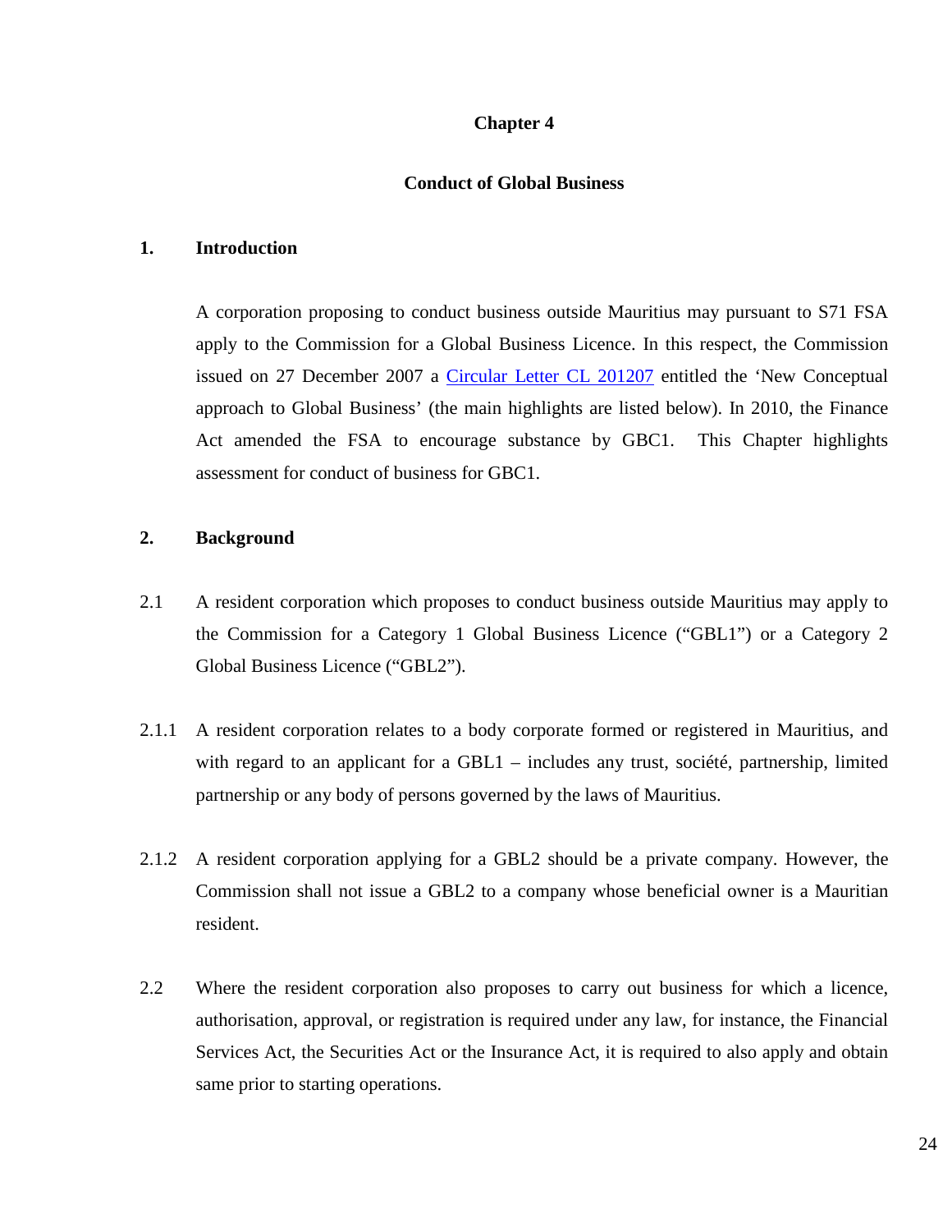# Chapter 4

## Conduct of Global Business

### 1. Introduction

A corporation proposing to conduct business outside Mauritius may pursuant to S71 FSA apply to the Commission for a Global Business Licence. In this respect, the Commission issued on 27 December 2007 a [Circular Letter CL 201207] entitled the 'New Conceptual approach to Global Business' (the main highlights are listed below). In 2010, the Finance Act amended the FSA to encourage substance by GBC1. This Chapter highlights assessment for conduct of business for GBC1.

### 2. Background

2.1 A resident corporation which proposes to conduct business outside Mauritius may apply to the Commission for a Category 1 Global Business Licence ("GBL1") or a Category 2 Global Business Licence ("GBL2").

2.1.1 A resident corporation relates to a body corporate formed or registered in Mauritius, and with regard to an applicant for a GBL1 – includes any trust, société, partnership, limited partnership or any body of persons governed by the laws of Mauritius.

2.1.2 A resident corporation applying for a GBL2 should be a private company. However, the Commission shall not issue a GBL2 to a company whose beneficial owner is a Mauritian resident.

2.2 Where the resident corporation also proposes to carry out business for which a licence, authorisation, approval, or registration is required under any law, for instance, the Financial Services Act, the Securities Act or the Insurance Act, it is required to also apply and obtain same prior to starting operations.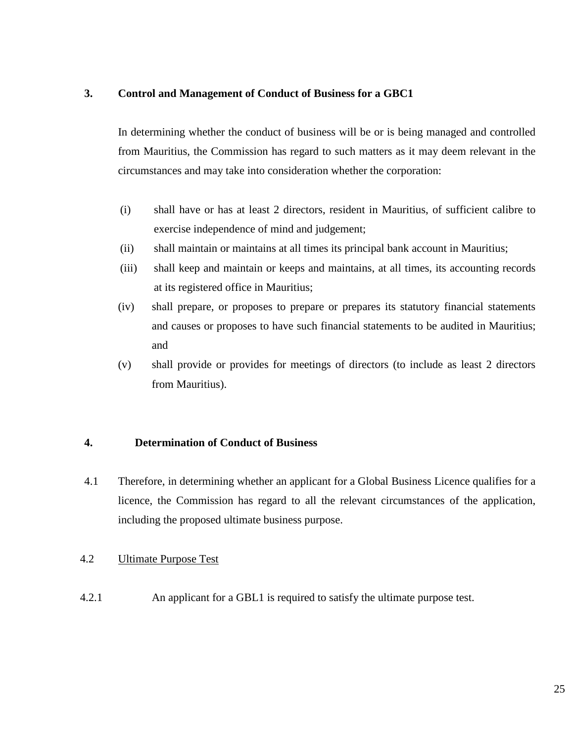## 3. Control and Management of Conduct of Business for a GBC1

In determining whether the conduct of business will be or is being managed and controlled from Mauritius, the Commission has regard to such matters as it may deem relevant in the circumstances and may take into consideration whether the corporation:

(i) shall have or has at least 2 directors, resident in Mauritius, of sufficient calibre to exercise independence of mind and judgement;

(ii) shall maintain or maintains at all times its principal bank account in Mauritius;

(iii) shall keep and maintain or keeps and maintains, at all times, its accounting records at its registered office in Mauritius;

(iv) shall prepare, or proposes to prepare or prepares its statutory financial statements and causes or proposes to have such financial statements to be audited in Mauritius; and

(v) shall provide or provides for meetings of directors (to include as least 2 directors from Mauritius).

## 4. Determination of Conduct of Business

4.1 Therefore, in determining whether an applicant for a Global Business Licence qualifies for a licence, the Commission has regard to all the relevant circumstances of the application, including the proposed ultimate business purpose.

4.2 <u>Ultimate Purpose Test</u>

4.2.1 An applicant for a GBL1 is required to satisfy the ultimate purpose test.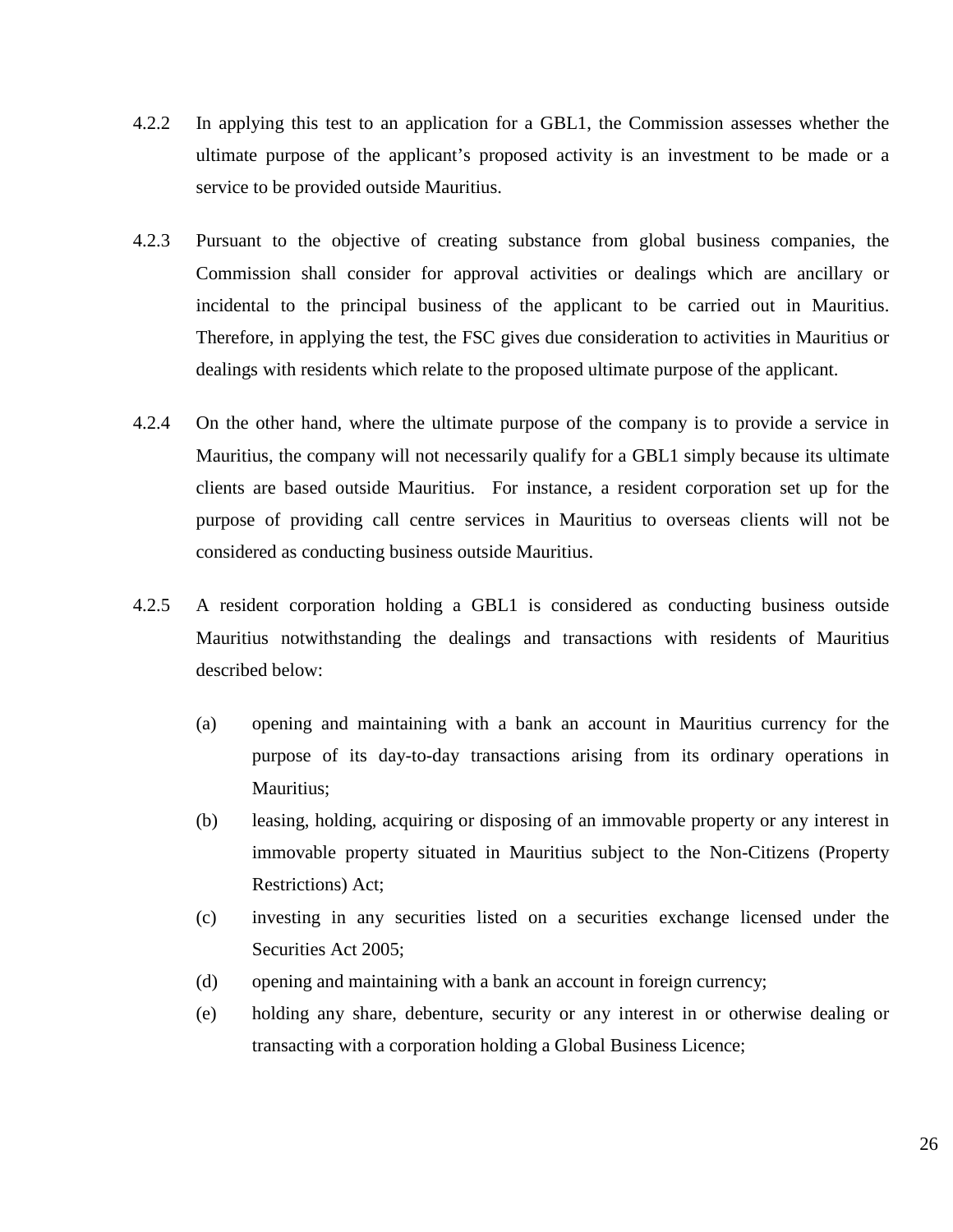4.2.2 In applying this test to an application for a GBL1, the Commission assesses whether the ultimate purpose of the applicant's proposed activity is an investment to be made or a service to be provided outside Mauritius.

4.2.3 Pursuant to the objective of creating substance from global business companies, the Commission shall consider for approval activities or dealings which are ancillary or incidental to the principal business of the applicant to be carried out in Mauritius. Therefore, in applying the test, the FSC gives due consideration to activities in Mauritius or dealings with residents which relate to the proposed ultimate purpose of the applicant.

4.2.4 On the other hand, where the ultimate purpose of the company is to provide a service in Mauritius, the company will not necessarily qualify for a GBL1 simply because its ultimate clients are based outside Mauritius. For instance, a resident corporation set up for the purpose of providing call centre services in Mauritius to overseas clients will not be considered as conducting business outside Mauritius.

4.2.5 A resident corporation holding a GBL1 is considered as conducting business outside Mauritius notwithstanding the dealings and transactions with residents of Mauritius described below:

(a) opening and maintaining with a bank an account in Mauritius currency for the purpose of its day-to-day transactions arising from its ordinary operations in Mauritius;

(b) leasing, holding, acquiring or disposing of an immovable property or any interest in immovable property situated in Mauritius subject to the Non-Citizens (Property Restrictions) Act;

(c) investing in any securities listed on a securities exchange licensed under the Securities Act 2005;

(d) opening and maintaining with a bank an account in foreign currency;

(e) holding any share, debenture, security or any interest in or otherwise dealing or transacting with a corporation holding a Global Business Licence;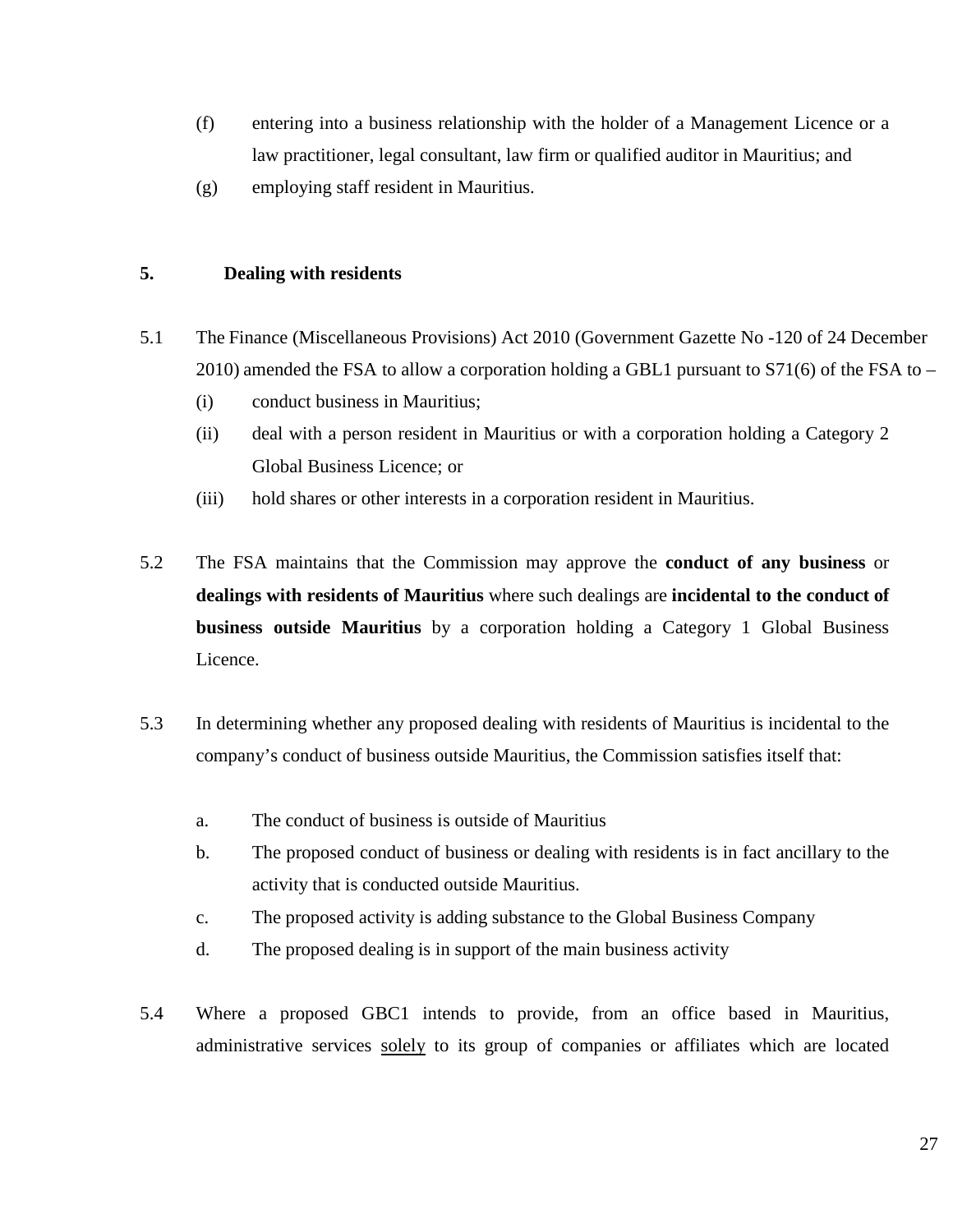(f) entering into a business relationship with the holder of a Management Licence or a law practitioner, legal consultant, law firm or qualified auditor in Mauritius; and

(g) employing staff resident in Mauritius.

## 5. Dealing with residents

5.1 The Finance (Miscellaneous Provisions) Act 2010 (Government Gazette No -120 of 24 December 2010) amended the FSA to allow a corporation holding a GBL1 pursuant to S71(6) of the FSA to –

(i) conduct business in Mauritius;

(ii) deal with a person resident in Mauritius or with a corporation holding a Category 2 Global Business Licence; or

(iii) hold shares or other interests in a corporation resident in Mauritius.

5.2 The FSA maintains that the Commission may approve the **conduct of any business** or **dealings with residents of Mauritius** where such dealings are **incidental to the conduct of business outside Mauritius** by a corporation holding a Category 1 Global Business Licence.

5.3 In determining whether any proposed dealing with residents of Mauritius is incidental to the company's conduct of business outside Mauritius, the Commission satisfies itself that:

a. The conduct of business is outside of Mauritius

b. The proposed conduct of business or dealing with residents is in fact ancillary to the activity that is conducted outside Mauritius.

c. The proposed activity is adding substance to the Global Business Company

d. The proposed dealing is in support of the main business activity

5.4 Where a proposed GBC1 intends to provide, from an office based in Mauritius, administrative services <u>solely</u> to its group of companies or affiliates which are located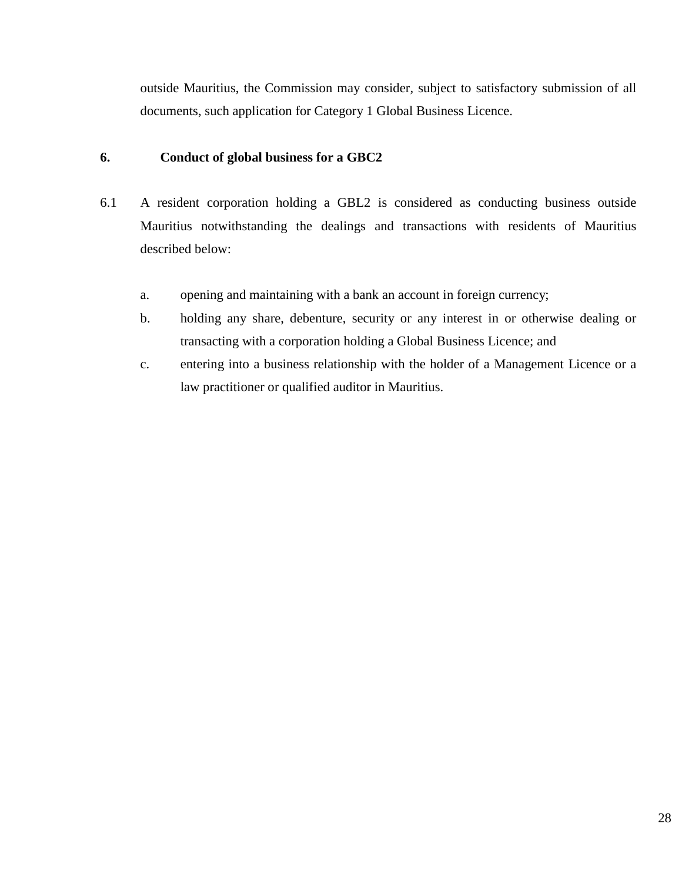outside Mauritius, the Commission may consider, subject to satisfactory submission of all documents, such application for Category 1 Global Business Licence.

## 6. Conduct of global business for a GBC2

6.1 A resident corporation holding a GBL2 is considered as conducting business outside Mauritius notwithstanding the dealings and transactions with residents of Mauritius described below:

a. opening and maintaining with a bank an account in foreign currency;

b. holding any share, debenture, security or any interest in or otherwise dealing or transacting with a corporation holding a Global Business Licence; and

c. entering into a business relationship with the holder of a Management Licence or a law practitioner or qualified auditor in Mauritius.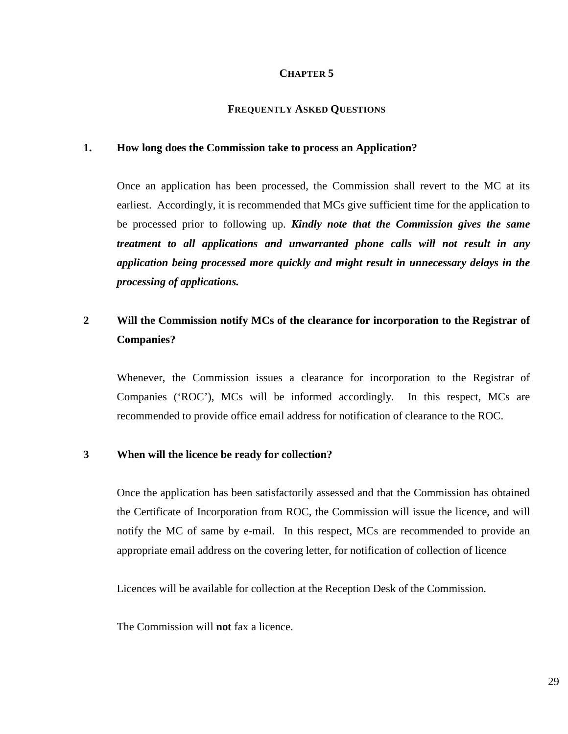# CHAPTER 5

## FREQUENTLY ASKED QUESTIONS

### 1. How long does the Commission take to process an Application?

Once an application has been processed, the Commission shall revert to the MC at its earliest. Accordingly, it is recommended that MCs give sufficient time for the application to be processed prior to following up. ***Kindly note that the Commission gives the same treatment to all applications and unwarranted phone calls will not result in any application being processed more quickly and might result in unnecessary delays in the processing of applications.***

### 2 Will the Commission notify MCs of the clearance for incorporation to the Registrar of Companies?

Whenever, the Commission issues a clearance for incorporation to the Registrar of Companies ('ROC'), MCs will be informed accordingly. In this respect, MCs are recommended to provide office email address for notification of clearance to the ROC.

### 3 When will the licence be ready for collection?

Once the application has been satisfactorily assessed and that the Commission has obtained the Certificate of Incorporation from ROC, the Commission will issue the licence, and will notify the MC of same by e-mail. In this respect, MCs are recommended to provide an appropriate email address on the covering letter, for notification of collection of licence

Licences will be available for collection at the Reception Desk of the Commission.

The Commission will **not** fax a licence.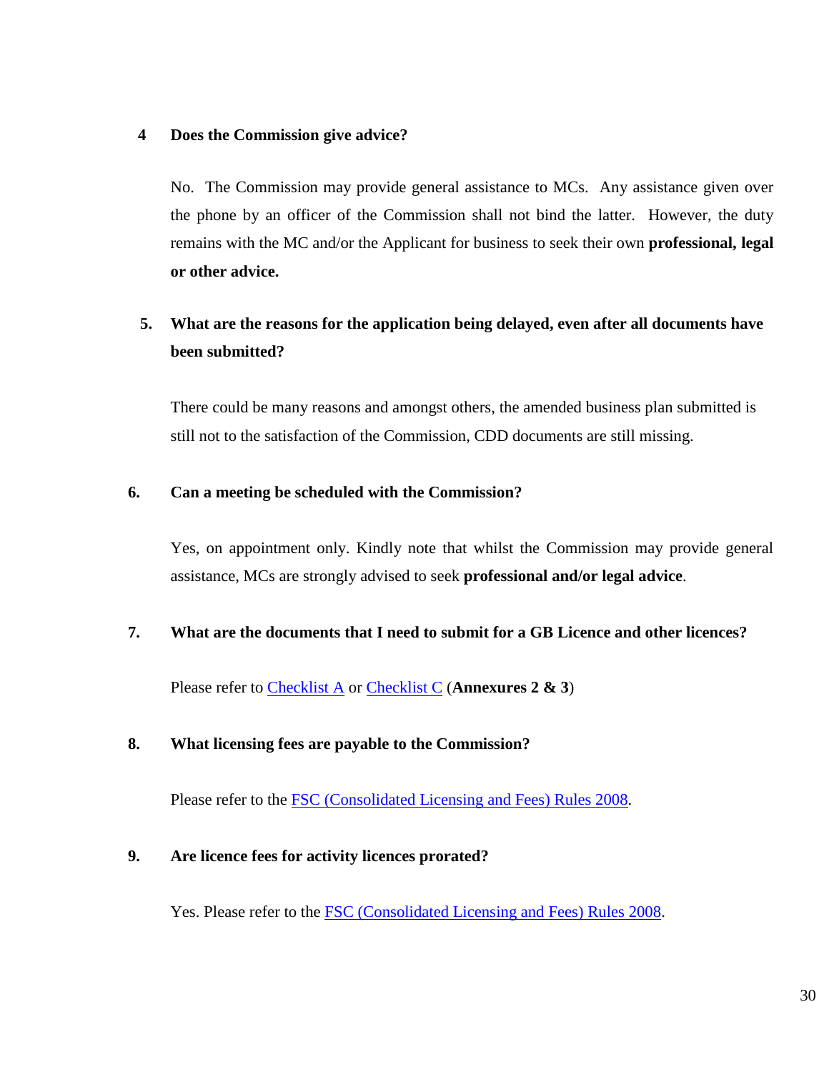**4 Does the Commission give advice?**

No. The Commission may provide general assistance to MCs. Any assistance given over the phone by an officer of the Commission shall not bind the latter. However, the duty remains with the MC and/or the Applicant for business to seek their own **professional, legal or other advice.**

**5. What are the reasons for the application being delayed, even after all documents have been submitted?**

There could be many reasons and amongst others, the amended business plan submitted is still not to the satisfaction of the Commission, CDD documents are still missing.

**6. Can a meeting be scheduled with the Commission?**

Yes, on appointment only. Kindly note that whilst the Commission may provide general assistance, MCs are strongly advised to seek **professional and/or legal advice**.

**7. What are the documents that I need to submit for a GB Licence and other licences?**

Please refer to Checklist A or Checklist C (**Annexures 2 & 3**)

**8. What licensing fees are payable to the Commission?**

Please refer to the FSC (Consolidated Licensing and Fees) Rules 2008.

**9. Are licence fees for activity licences prorated?**

Yes. Please refer to the FSC (Consolidated Licensing and Fees) Rules 2008.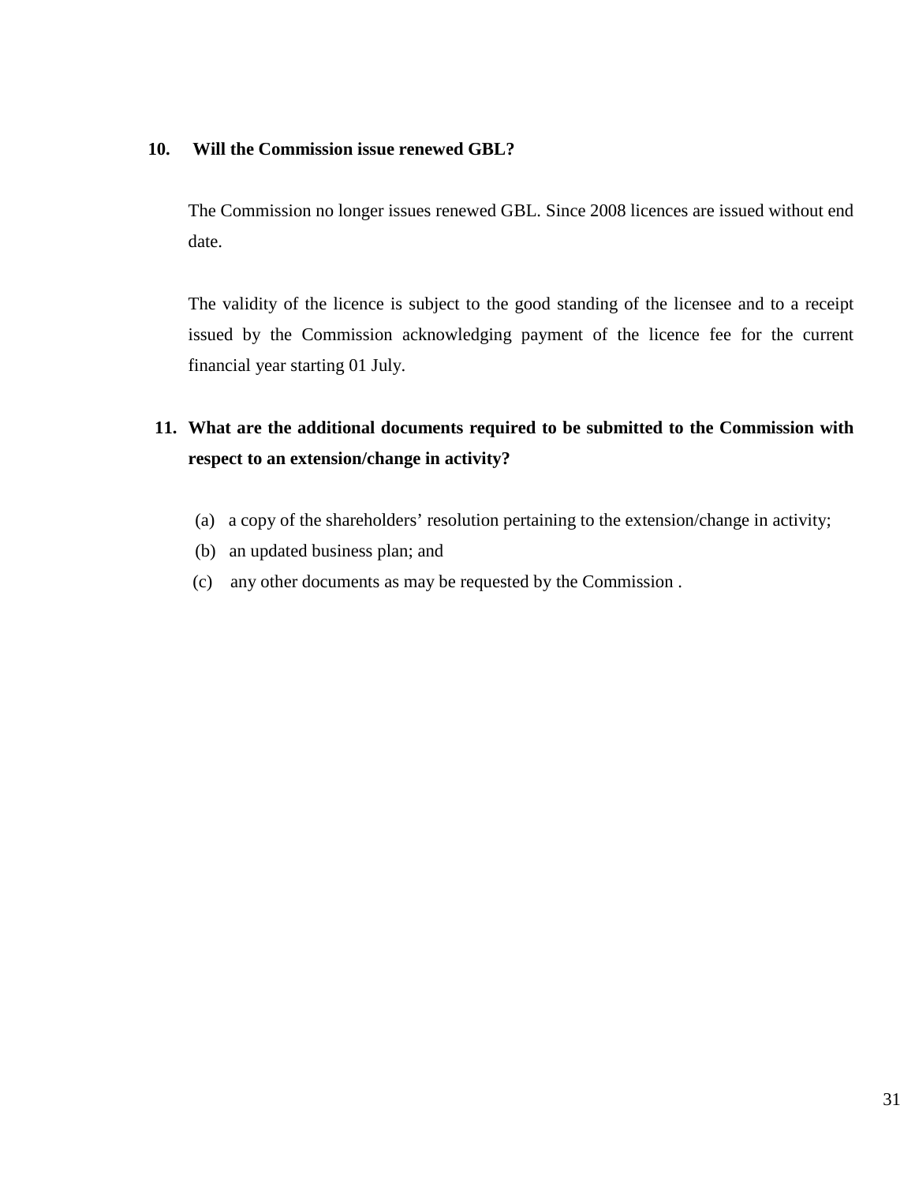**10. Will the Commission issue renewed GBL?**

The Commission no longer issues renewed GBL. Since 2008 licences are issued without end date.

The validity of the licence is subject to the good standing of the licensee and to a receipt issued by the Commission acknowledging payment of the licence fee for the current financial year starting 01 July.

**11. What are the additional documents required to be submitted to the Commission with respect to an extension/change in activity?**

(a) a copy of the shareholders' resolution pertaining to the extension/change in activity;
(b) an updated business plan; and
(c) any other documents as may be requested by the Commission .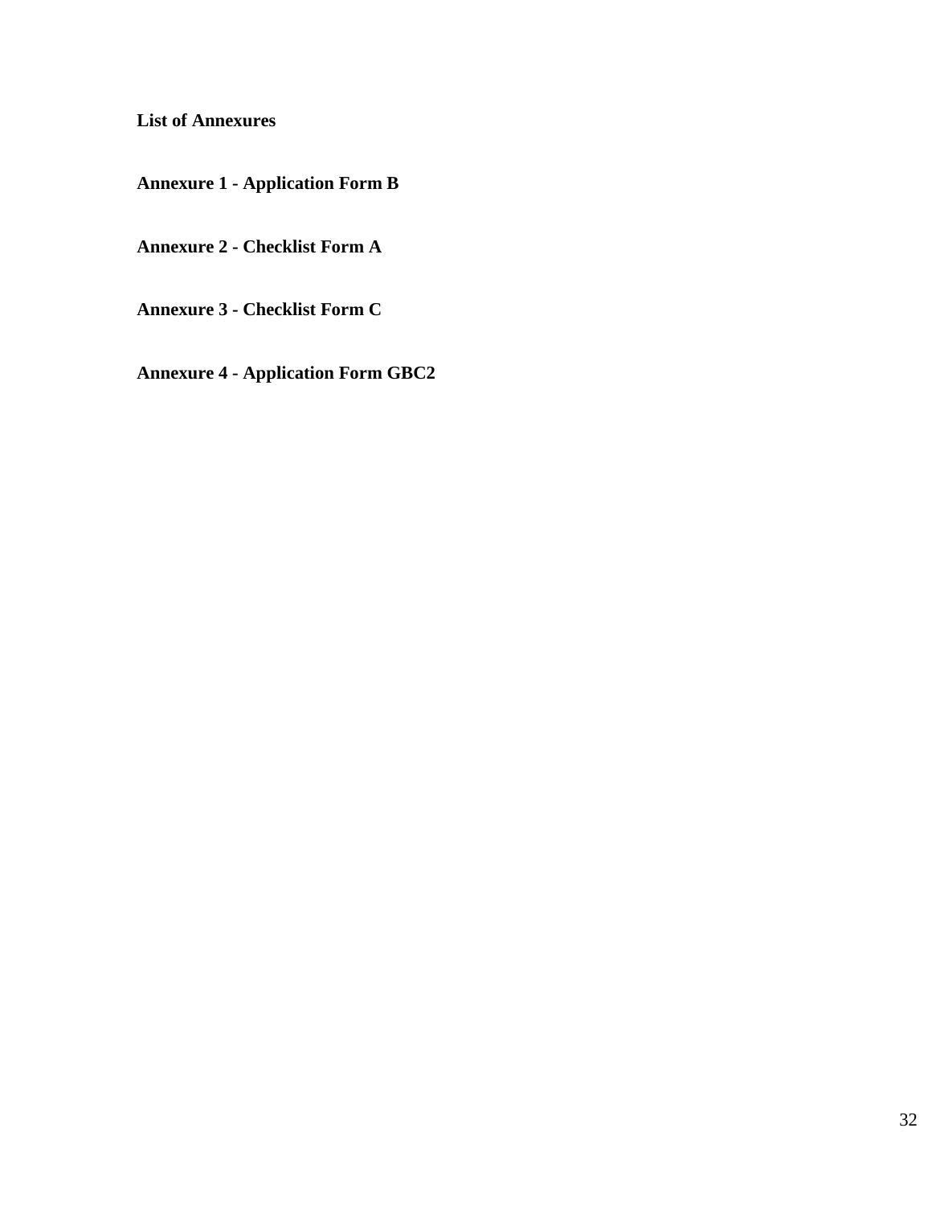**List of Annexures**

**Annexure 1 - Application Form B**

**Annexure 2 - Checklist Form A**

**Annexure 3 - Checklist Form C**

**Annexure 4 - Application Form GBC2**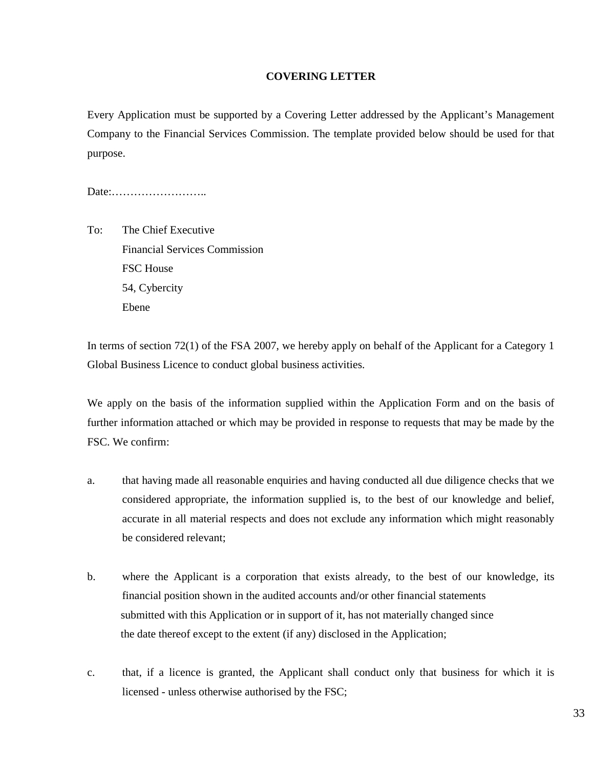**COVERING LETTER**

Every Application must be supported by a Covering Letter addressed by the Applicant's Management Company to the Financial Services Commission. The template provided below should be used for that purpose.

Date:……………………..

To: The Chief Executive
Financial Services Commission
FSC House
54, Cybercity
Ebene

In terms of section 72(1) of the FSA 2007, we hereby apply on behalf of the Applicant for a Category 1 Global Business Licence to conduct global business activities.

We apply on the basis of the information supplied within the Application Form and on the basis of further information attached or which may be provided in response to requests that may be made by the FSC. We confirm:

a. that having made all reasonable enquiries and having conducted all due diligence checks that we considered appropriate, the information supplied is, to the best of our knowledge and belief, accurate in all material respects and does not exclude any information which might reasonably be considered relevant;

b. where the Applicant is a corporation that exists already, to the best of our knowledge, its financial position shown in the audited accounts and/or other financial statements submitted with this Application or in support of it, has not materially changed since the date thereof except to the extent (if any) disclosed in the Application;

c. that, if a licence is granted, the Applicant shall conduct only that business for which it is licensed - unless otherwise authorised by the FSC;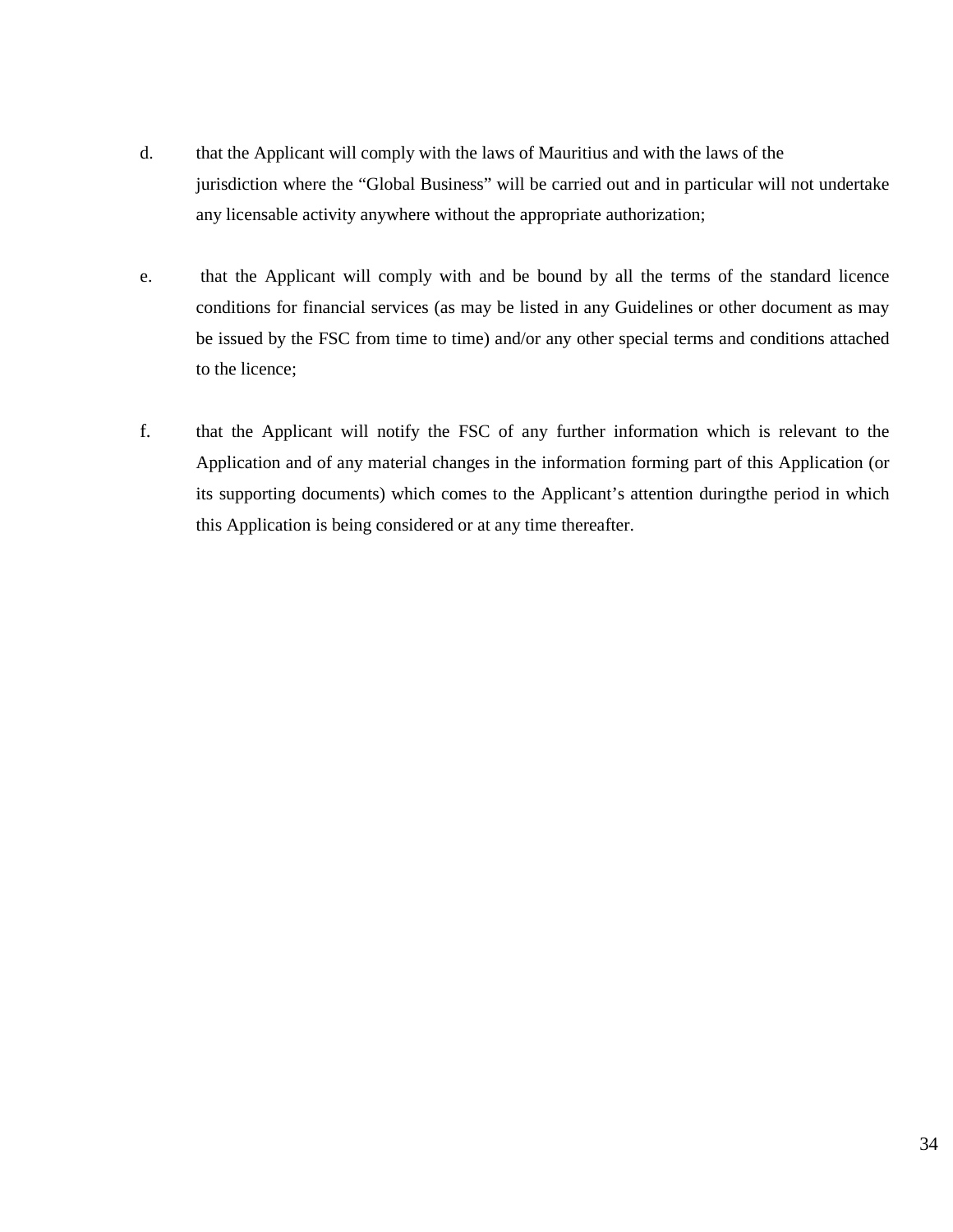d. that the Applicant will comply with the laws of Mauritius and with the laws of the jurisdiction where the “Global Business” will be carried out and in particular will not undertake any licensable activity anywhere without the appropriate authorization;

e. that the Applicant will comply with and be bound by all the terms of the standard licence conditions for financial services (as may be listed in any Guidelines or other document as may be issued by the FSC from time to time) and/or any other special terms and conditions attached to the licence;

f. that the Applicant will notify the FSC of any further information which is relevant to the Application and of any material changes in the information forming part of this Application (or its supporting documents) which comes to the Applicant’s attention duringthe period in which this Application is being considered or at any time thereafter.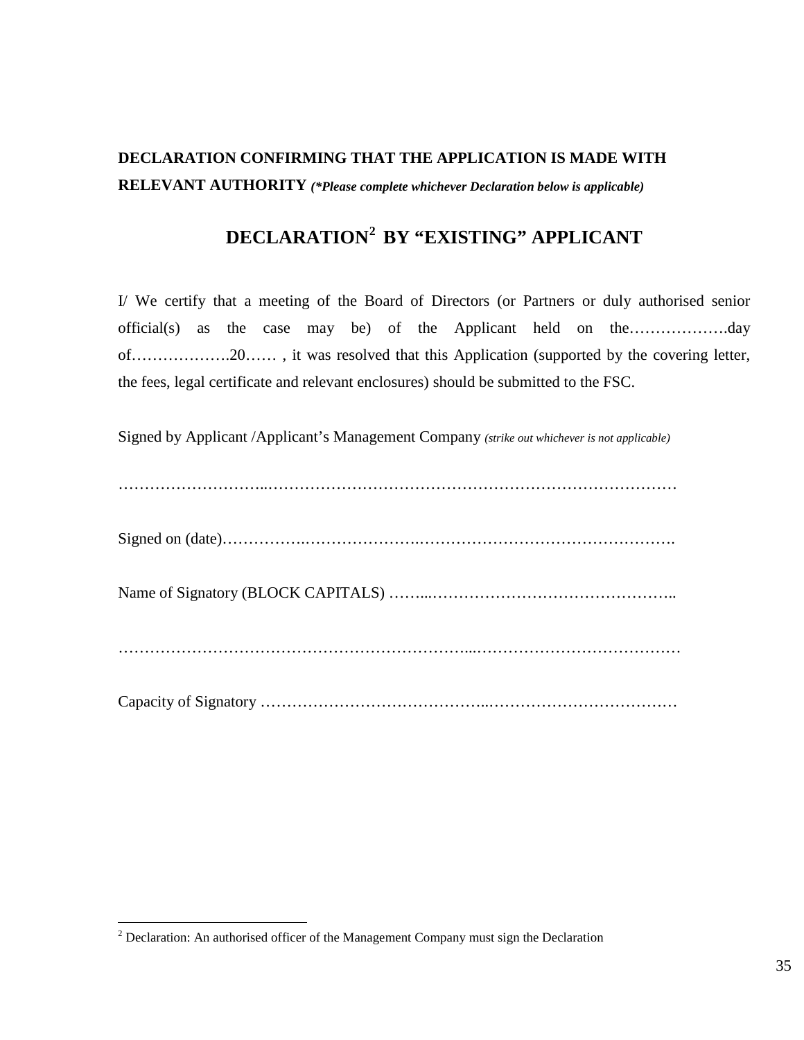**DECLARATION CONFIRMING THAT THE APPLICATION IS MADE WITH RELEVANT AUTHORITY** ***(\*Please complete whichever Declaration below is applicable)***

## DECLARATION[2] BY "EXISTING" APPLICANT

I/ We certify that a meeting of the Board of Directors (or Partners or duly authorised senior official(s) as the case may be) of the Applicant held on the……………….day of……………….20…… , it was resolved that this Application (supported by the covering letter, the fees, legal certificate and relevant enclosures) should be submitted to the FSC.

Signed by Applicant /Applicant's Management Company *(strike out whichever is not applicable)*

………………………..………………………………………………………………

Signed on (date)…………….………………….………………………………………….

Name of Signatory (BLOCK CAPITALS) ……..………………………………………..

………………………………………………………...…………………………………

Capacity of Signatory …………………………………..………………………………

---

[2] Declaration: An authorised officer of the Management Company must sign the Declaration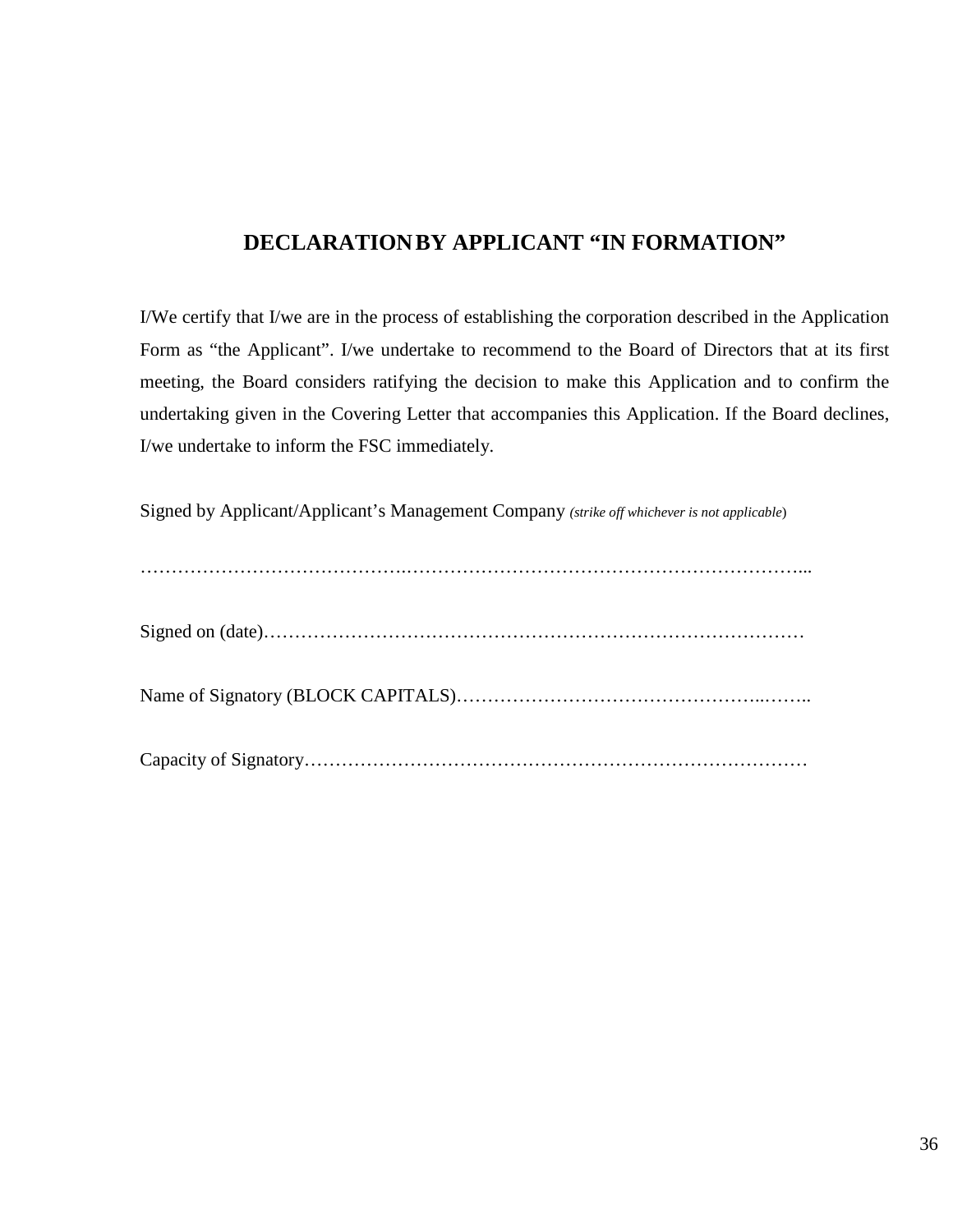## DECLARATION BY APPLICANT "IN FORMATION"

I/We certify that I/we are in the process of establishing the corporation described in the Application Form as "the Applicant". I/we undertake to recommend to the Board of Directors that at its first meeting, the Board considers ratifying the decision to make this Application and to confirm the undertaking given in the Covering Letter that accompanies this Application. If the Board declines, I/we undertake to inform the FSC immediately.

Signed by Applicant/Applicant's Management Company *(strike off whichever is not applicable)*

……………………………………………………………………………………………...

Signed on (date)…………………………………………………………………………

Name of Signatory (BLOCK CAPITALS)……………………………………………..……..

Capacity of Signatory………………………………………………………………………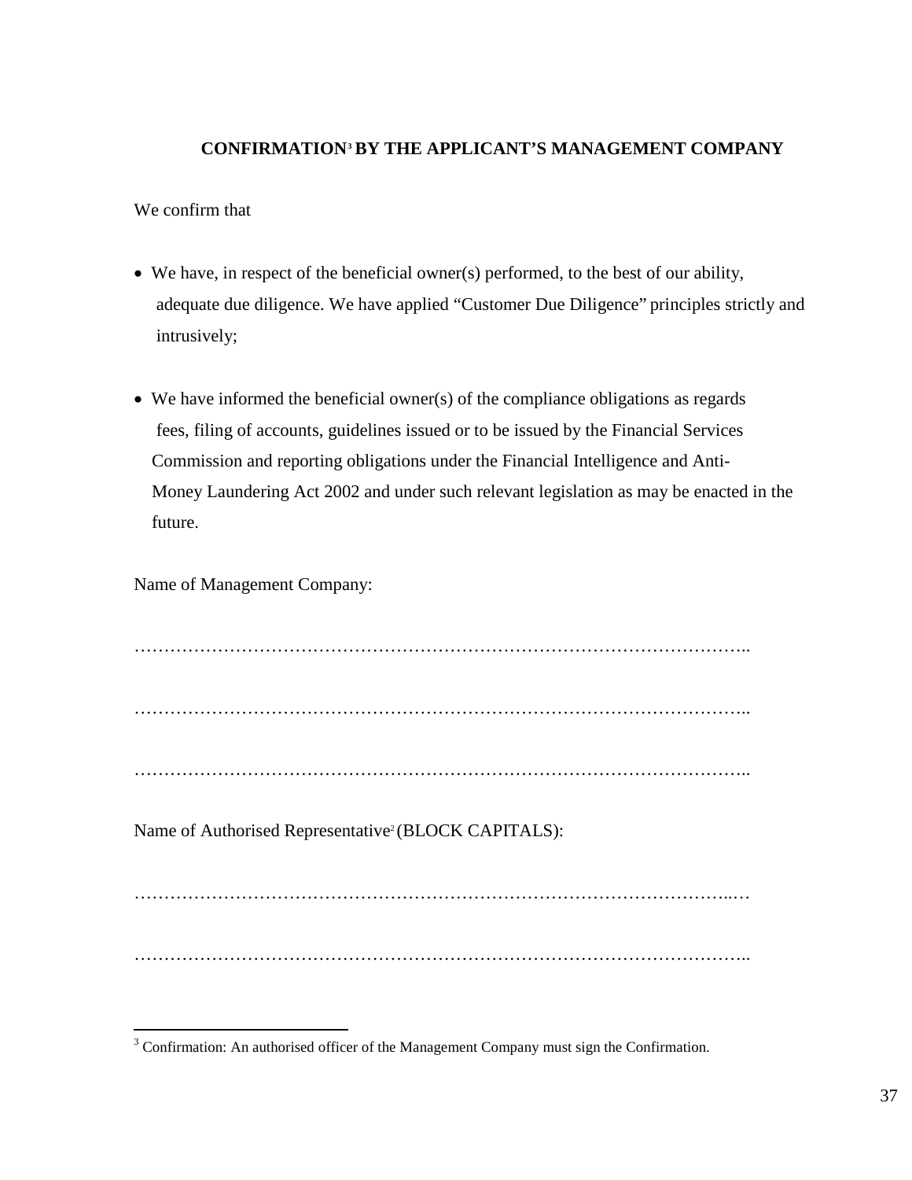### CONFIRMATION[3] BY THE APPLICANT'S MANAGEMENT COMPANY

We confirm that

- We have, in respect of the beneficial owner(s) performed, to the best of our ability, adequate due diligence. We have applied "Customer Due Diligence" principles strictly and intrusively;

- We have informed the beneficial owner(s) of the compliance obligations as regards fees, filing of accounts, guidelines issued or to be issued by the Financial Services Commission and reporting obligations under the Financial Intelligence and Anti-Money Laundering Act 2002 and under such relevant legislation as may be enacted in the future.

Name of Management Company:

…………………………………………………………………………………………..

…………………………………………………………………………………………..

…………………………………………………………………………………………..

Name of Authorised Representative[2] (BLOCK CAPITALS):

…………………………………………………………………………………………...

…………………………………………………………………………………………..

[3] Confirmation: An authorised officer of the Management Company must sign the Confirmation.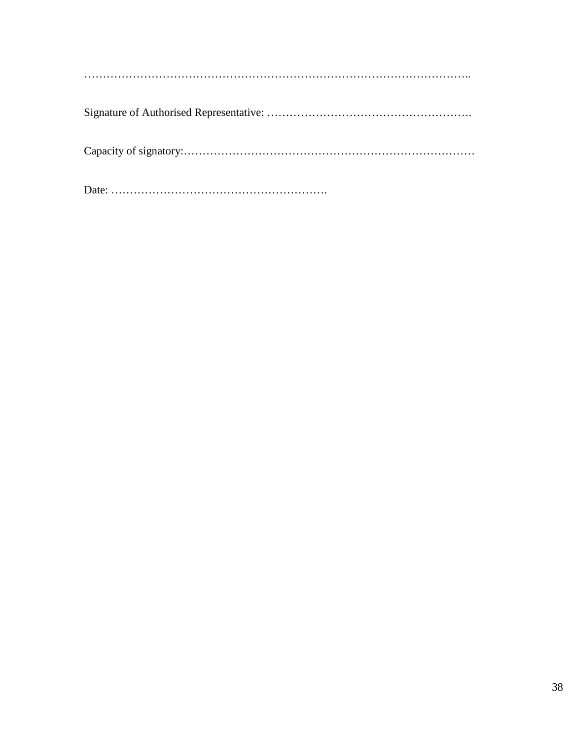…………………………………………………………………………………………..

Signature of Authorised Representative: ……………………………………………….

Capacity of signatory:……………………………………………………………………

Date: ………………………………………………….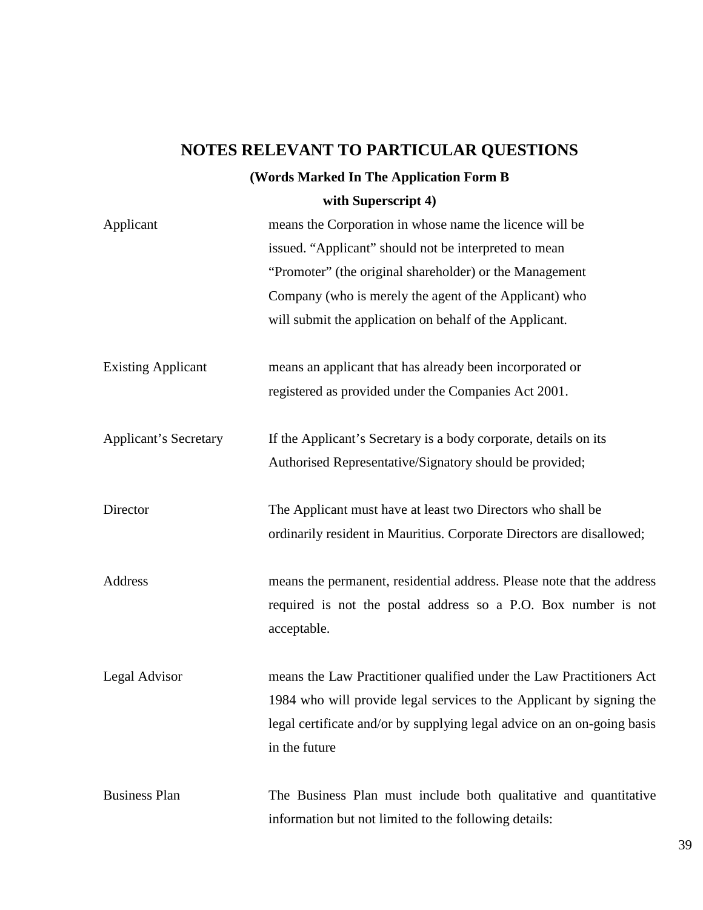## NOTES RELEVANT TO PARTICULAR QUESTIONS

**(Words Marked In The Application Form B with Superscript 4)**

| | |
|---|---|
| Applicant | means the Corporation in whose name the licence will be issued. "Applicant" should not be interpreted to mean "Promoter" (the original shareholder) or the Management Company (who is merely the agent of the Applicant) who will submit the application on behalf of the Applicant. |
| Existing Applicant | means an applicant that has already been incorporated or registered as provided under the Companies Act 2001. |
| Applicant's Secretary | If the Applicant's Secretary is a body corporate, details on its Authorised Representative/Signatory should be provided; |
| Director | The Applicant must have at least two Directors who shall be ordinarily resident in Mauritius. Corporate Directors are disallowed; |
| Address | means the permanent, residential address. Please note that the address required is not the postal address so a P.O. Box number is not acceptable. |
| Legal Advisor | means the Law Practitioner qualified under the Law Practitioners Act 1984 who will provide legal services to the Applicant by signing the legal certificate and/or by supplying legal advice on an on-going basis in the future |
| Business Plan | The Business Plan must include both qualitative and quantitative information but not limited to the following details: |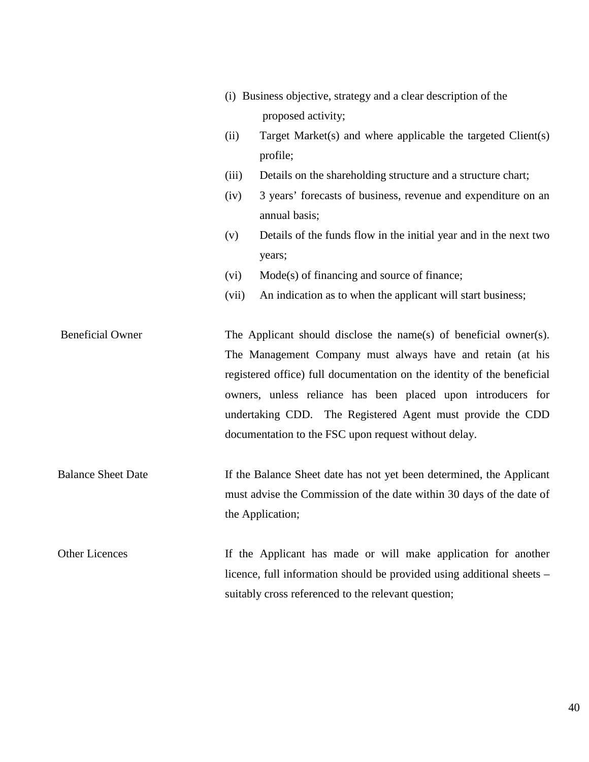(i) Business objective, strategy and a clear description of the proposed activity;
(ii) Target Market(s) and where applicable the targeted Client(s) profile;
(iii) Details on the shareholding structure and a structure chart;
(iv) 3 years' forecasts of business, revenue and expenditure on an annual basis;
(v) Details of the funds flow in the initial year and in the next two years;
(vi) Mode(s) of financing and source of finance;
(vii) An indication as to when the applicant will start business;

| | |
|---|---|
| Beneficial Owner | The Applicant should disclose the name(s) of beneficial owner(s). The Management Company must always have and retain (at his registered office) full documentation on the identity of the beneficial owners, unless reliance has been placed upon introducers for undertaking CDD. The Registered Agent must provide the CDD documentation to the FSC upon request without delay. |
| Balance Sheet Date | If the Balance Sheet date has not yet been determined, the Applicant must advise the Commission of the date within 30 days of the date of the Application; |
| Other Licences | If the Applicant has made or will make application for another licence, full information should be provided using additional sheets – suitably cross referenced to the relevant question; |